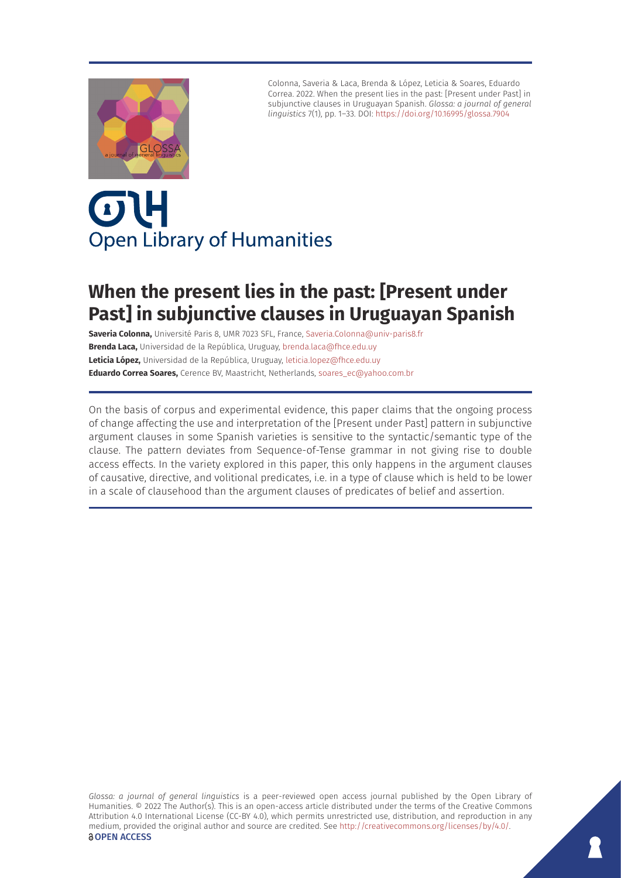Colonna, Saveria & Laca, Brenda & López, Leticia & Soares, Eduardo Correa. 2022. When the present lies in the past: [Present under Past] in subjunctive clauses in Uruguayan Spanish. *Glossa: a journal of general linguistics* 7(1), pp. 1–33. DOI: https://doi.org/10.16995/glossa.7904

Open Library of Humanities

# When the present lies in the past: [Present under Past] in subjunctive clauses in Uruguayan Spanish

**Saveria Colonna,** Université Paris 8, UMR 7023 SFL, France, Saveria.Colonna@univ-paris8.fr
**Brenda Laca,** Universidad de la República, Uruguay, brenda.laca@fhce.edu.uy
**Leticia López,** Universidad de la República, Uruguay, leticia.lopez@fhce.edu.uy
**Eduardo Correa Soares,** Cerence BV, Maastricht, Netherlands, soares_ec@yahoo.com.br

On the basis of corpus and experimental evidence, this paper claims that the ongoing process of change affecting the use and interpretation of the [Present under Past] pattern in subjunctive argument clauses in some Spanish varieties is sensitive to the syntactic/semantic type of the clause. The pattern deviates from Sequence-of-Tense grammar in not giving rise to double access effects. In the variety explored in this paper, this only happens in the argument clauses of causative, directive, and volitional predicates, i.e. in a type of clause which is held to be lower in a scale of clausehood than the argument clauses of predicates of belief and assertion.

*Glossa: a journal of general linguistics* is a peer-reviewed open access journal published by the Open Library of Humanities. © 2022 The Author(s). This is an open-access article distributed under the terms of the Creative Commons Attribution 4.0 International License (CC-BY 4.0), which permits unrestricted use, distribution, and reproduction in any medium, provided the original author and source are credited. See http://creativecommons.org/licenses/by/4.0/.
OPEN ACCESS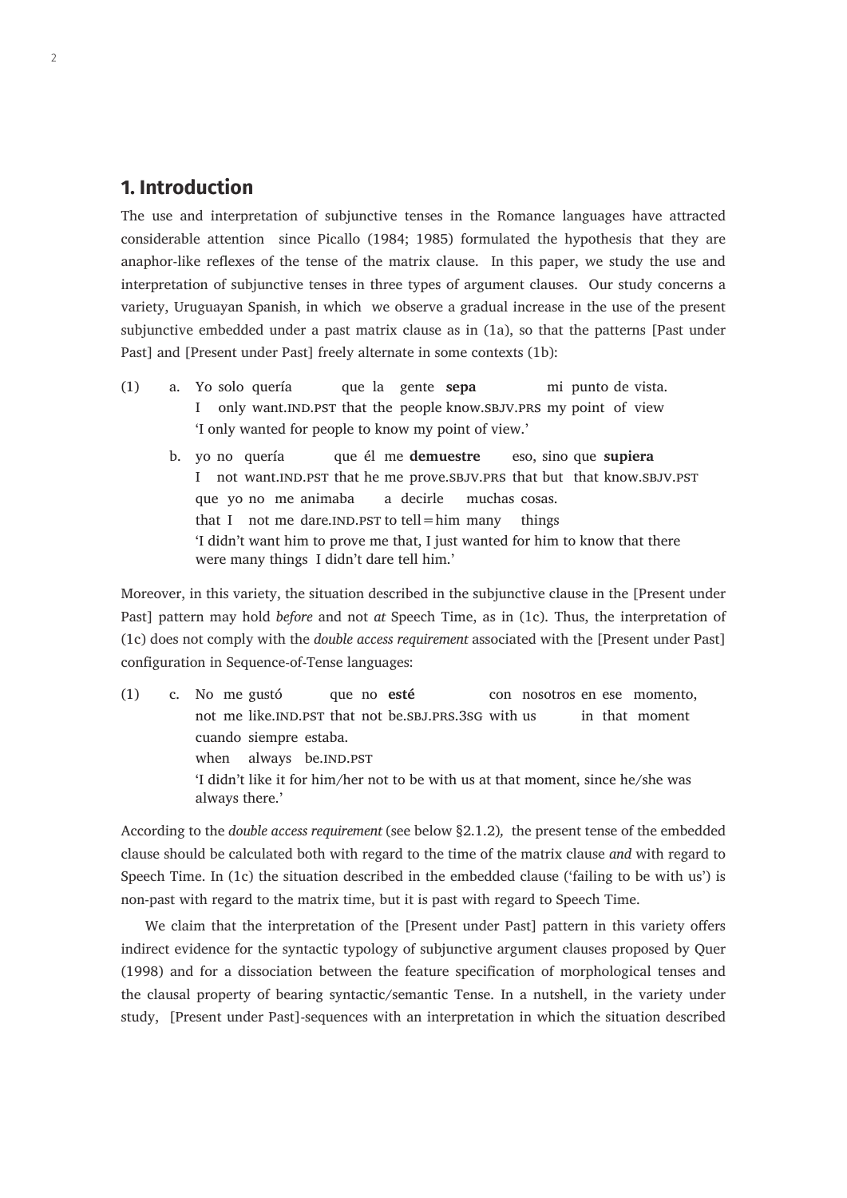## 1. Introduction

The use and interpretation of subjunctive tenses in the Romance languages have attracted considerable attention since Picallo (1984; 1985) formulated the hypothesis that they are anaphor-like reflexes of the tense of the matrix clause. In this paper, we study the use and interpretation of subjunctive tenses in three types of argument clauses. Our study concerns a variety, Uruguayan Spanish, in which we observe a gradual increase in the use of the present subjunctive embedded under a past matrix clause as in (1a), so that the patterns [Past under Past] and [Present under Past] freely alternate in some contexts (1b):

(1) a. Yo solo quería que la gente **sepa** mi punto de vista.
   I only want.IND.PST that the people know.SBJV.PRS my point of view
   'I only wanted for people to know my point of view.'

   b. yo no quería que él me **demuestre** eso, sino que **supiera**
   I not want.IND.PST that he me prove.SBJV.PRS that but that know.SBJV.PST
   que yo no me animaba a decirle muchas cosas.
   that I not me dare.IND.PST to tell=him many things
   'I didn't want him to prove me that, I just wanted for him to know that there were many things I didn't dare tell him.'

Moreover, in this variety, the situation described in the subjunctive clause in the [Present under Past] pattern may hold *before* and not *at* Speech Time, as in (1c). Thus, the interpretation of (1c) does not comply with the *double access requirement* associated with the [Present under Past] configuration in Sequence-of-Tense languages:

(1) c. No me gustó que no **esté** con nosotros en ese momento,
   not me like.IND.PST that not be.SBJ.PRS.3SG with us in that moment
   cuando siempre estaba.
   when always be.IND.PST
   'I didn't like it for him/her not to be with us at that moment, since he/she was always there.'

According to the *double access requirement* (see below §2.1.2), the present tense of the embedded clause should be calculated both with regard to the time of the matrix clause *and* with regard to Speech Time. In (1c) the situation described in the embedded clause ('failing to be with us') is non-past with regard to the matrix time, but it is past with regard to Speech Time.

We claim that the interpretation of the [Present under Past] pattern in this variety offers indirect evidence for the syntactic typology of subjunctive argument clauses proposed by Quer (1998) and for a dissociation between the feature specification of morphological tenses and the clausal property of bearing syntactic/semantic Tense. In a nutshell, in the variety under study, [Present under Past]-sequences with an interpretation in which the situation described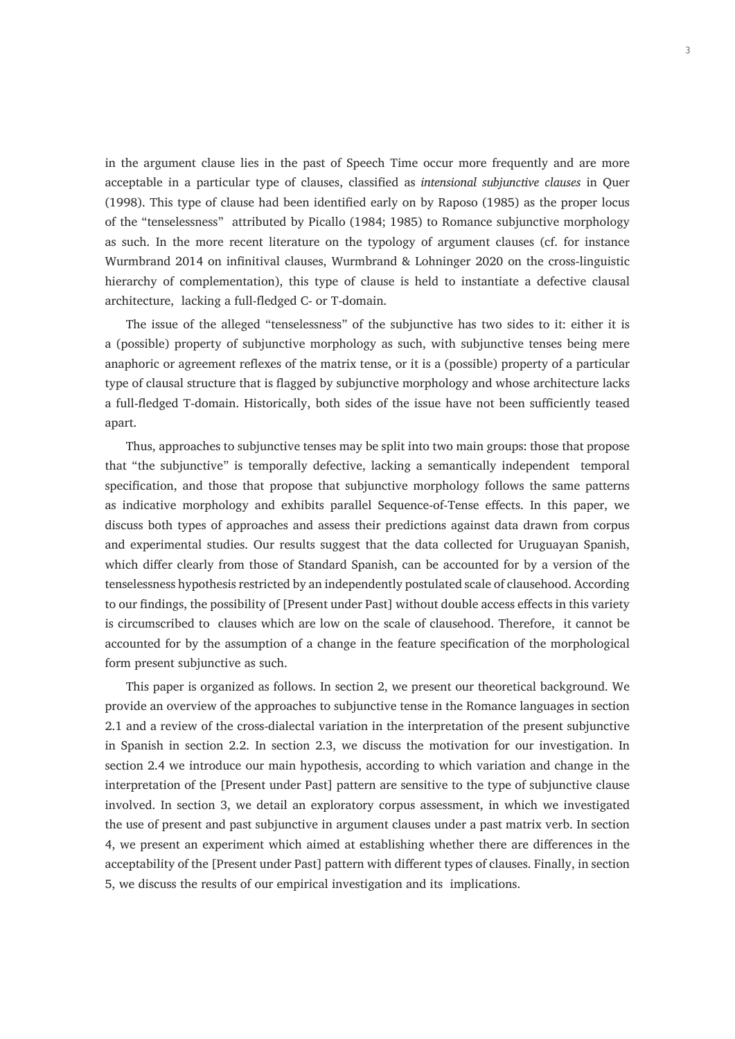in the argument clause lies in the past of Speech Time occur more frequently and are more acceptable in a particular type of clauses, classified as *intensional subjunctive clauses* in Quer (1998). This type of clause had been identified early on by Raposo (1985) as the proper locus of the "tenselessness" attributed by Picallo (1984; 1985) to Romance subjunctive morphology as such. In the more recent literature on the typology of argument clauses (cf. for instance Wurmbrand 2014 on infinitival clauses, Wurmbrand & Lohninger 2020 on the cross-linguistic hierarchy of complementation), this type of clause is held to instantiate a defective clausal architecture, lacking a full-fledged C- or T-domain.

The issue of the alleged "tenselessness" of the subjunctive has two sides to it: either it is a (possible) property of subjunctive morphology as such, with subjunctive tenses being mere anaphoric or agreement reflexes of the matrix tense, or it is a (possible) property of a particular type of clausal structure that is flagged by subjunctive morphology and whose architecture lacks a full-fledged T-domain. Historically, both sides of the issue have not been sufficiently teased apart.

Thus, approaches to subjunctive tenses may be split into two main groups: those that propose that "the subjunctive" is temporally defective, lacking a semantically independent temporal specification, and those that propose that subjunctive morphology follows the same patterns as indicative morphology and exhibits parallel Sequence-of-Tense effects. In this paper, we discuss both types of approaches and assess their predictions against data drawn from corpus and experimental studies. Our results suggest that the data collected for Uruguayan Spanish, which differ clearly from those of Standard Spanish, can be accounted for by a version of the tenselessness hypothesis restricted by an independently postulated scale of clausehood. According to our findings, the possibility of [Present under Past] without double access effects in this variety is circumscribed to clauses which are low on the scale of clausehood. Therefore, it cannot be accounted for by the assumption of a change in the feature specification of the morphological form present subjunctive as such.

This paper is organized as follows. In section 2, we present our theoretical background. We provide an overview of the approaches to subjunctive tense in the Romance languages in section 2.1 and a review of the cross-dialectal variation in the interpretation of the present subjunctive in Spanish in section 2.2. In section 2.3, we discuss the motivation for our investigation. In section 2.4 we introduce our main hypothesis, according to which variation and change in the interpretation of the [Present under Past] pattern are sensitive to the type of subjunctive clause involved. In section 3, we detail an exploratory corpus assessment, in which we investigated the use of present and past subjunctive in argument clauses under a past matrix verb. In section 4, we present an experiment which aimed at establishing whether there are differences in the acceptability of the [Present under Past] pattern with different types of clauses. Finally, in section 5, we discuss the results of our empirical investigation and its implications.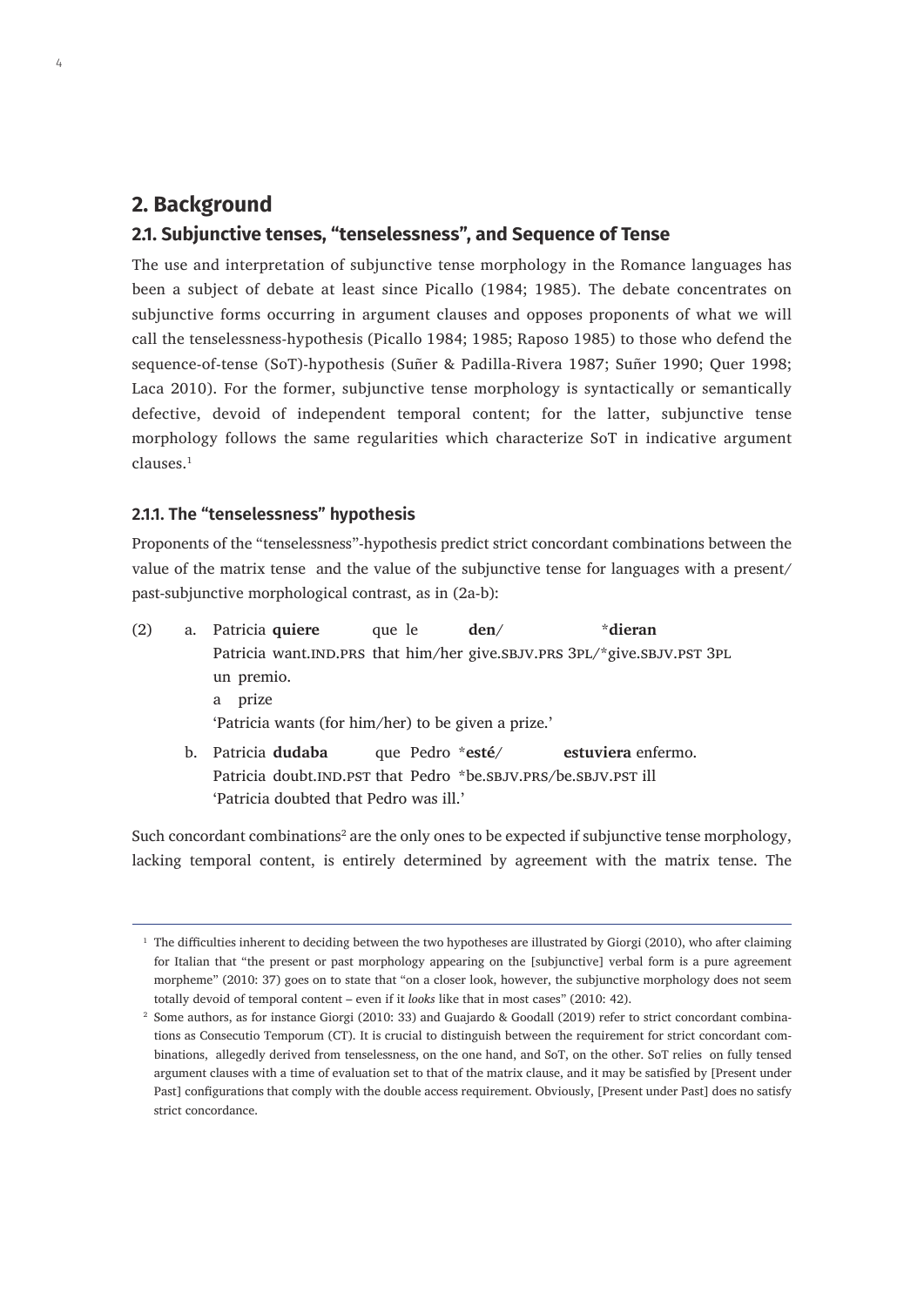## 2. Background

### 2.1. Subjunctive tenses, "tenselessness", and Sequence of Tense

The use and interpretation of subjunctive tense morphology in the Romance languages has been a subject of debate at least since Picallo (1984; 1985). The debate concentrates on subjunctive forms occurring in argument clauses and opposes proponents of what we will call the tenselessness-hypothesis (Picallo 1984; 1985; Raposo 1985) to those who defend the sequence-of-tense (SoT)-hypothesis (Suñer & Padilla-Rivera 1987; Suñer 1990; Quer 1998; Laca 2010). For the former, subjunctive tense morphology is syntactically or semantically defective, devoid of independent temporal content; for the latter, subjunctive tense morphology follows the same regularities which characterize SoT in indicative argument clauses.[1]

#### 2.1.1. The "tenselessness" hypothesis

Proponents of the "tenselessness"-hypothesis predict strict concordant combinations between the value of the matrix tense and the value of the subjunctive tense for languages with a present/past-subjunctive morphological contrast, as in (2a-b):

(2) a. Patricia **quiere** que le **den**/ \***dieran**
Patricia want.IND.PRS that him/her give.SBJV.PRS 3PL/\*give.SBJV.PST 3PL
un premio.
a prize
'Patricia wants (for him/her) to be given a prize.'

b. Patricia **dudaba** que Pedro \***esté**/ **estuviera** enfermo.
Patricia doubt.IND.PST that Pedro \*be.SBJV.PRS/be.SBJV.PST ill
'Patricia doubted that Pedro was ill.'

Such concordant combinations[2] are the only ones to be expected if subjunctive tense morphology, lacking temporal content, is entirely determined by agreement with the matrix tense. The

---

[1] The difficulties inherent to deciding between the two hypotheses are illustrated by Giorgi (2010), who after claiming for Italian that "the present or past morphology appearing on the [subjunctive] verbal form is a pure agreement morpheme" (2010: 37) goes on to state that "on a closer look, however, the subjunctive morphology does not seem totally devoid of temporal content – even if it *looks* like that in most cases" (2010: 42).

[2] Some authors, as for instance Giorgi (2010: 33) and Guajardo & Goodall (2019) refer to strict concordant combinations as Consecutio Temporum (CT). It is crucial to distinguish between the requirement for strict concordant combinations, allegedly derived from tenselessness, on the one hand, and SoT, on the other. SoT relies on fully tensed argument clauses with a time of evaluation set to that of the matrix clause, and it may be satisfied by [Present under Past] configurations that comply with the double access requirement. Obviously, [Present under Past] does no satisfy strict concordance.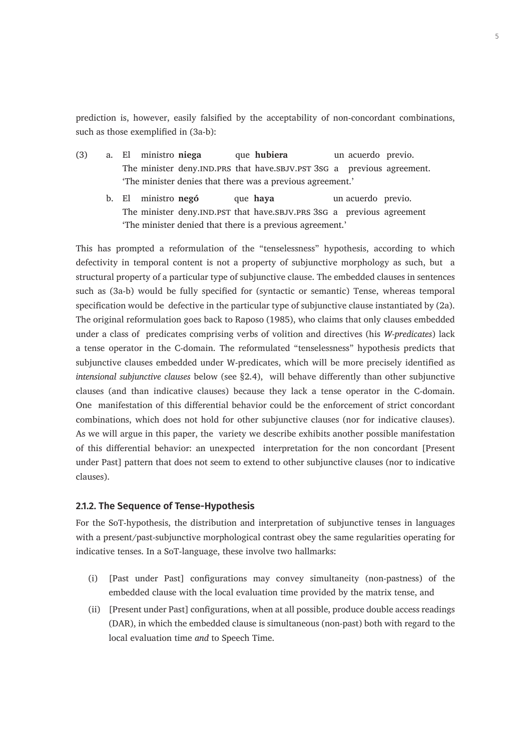prediction is, however, easily falsified by the acceptability of non-concordant combinations, such as those exemplified in (3a-b):

(3) a. El ministro **niega** que **hubiera** un acuerdo previo.
The minister deny.IND.PRS that have.SBJV.PST 3SG a previous agreement.
'The minister denies that there was a previous agreement.'

b. El ministro **negó** que **haya** un acuerdo previo.
The minister deny.IND.PST that have.SBJV.PRS 3SG a previous agreement
'The minister denied that there is a previous agreement.'

This has prompted a reformulation of the "tenselessness" hypothesis, according to which defectivity in temporal content is not a property of subjunctive morphology as such, but a structural property of a particular type of subjunctive clause. The embedded clauses in sentences such as (3a-b) would be fully specified for (syntactic or semantic) Tense, whereas temporal specification would be defective in the particular type of subjunctive clause instantiated by (2a). The original reformulation goes back to Raposo (1985), who claims that only clauses embedded under a class of predicates comprising verbs of volition and directives (his *W-predicates*) lack a tense operator in the C-domain. The reformulated "tenselessness" hypothesis predicts that subjunctive clauses embedded under W-predicates, which will be more precisely identified as *intensional subjunctive clauses* below (see §2.4), will behave differently than other subjunctive clauses (and than indicative clauses) because they lack a tense operator in the C-domain. One manifestation of this differential behavior could be the enforcement of strict concordant combinations, which does not hold for other subjunctive clauses (nor for indicative clauses). As we will argue in this paper, the variety we describe exhibits another possible manifestation of this differential behavior: an unexpected interpretation for the non concordant [Present under Past] pattern that does not seem to extend to other subjunctive clauses (nor to indicative clauses).

### 2.1.2. The Sequence of Tense-Hypothesis

For the SoT-hypothesis, the distribution and interpretation of subjunctive tenses in languages with a present/past-subjunctive morphological contrast obey the same regularities operating for indicative tenses. In a SoT-language, these involve two hallmarks:

(i) [Past under Past] configurations may convey simultaneity (non-pastness) of the embedded clause with the local evaluation time provided by the matrix tense, and

(ii) [Present under Past] configurations, when at all possible, produce double access readings (DAR), in which the embedded clause is simultaneous (non-past) both with regard to the local evaluation time *and* to Speech Time.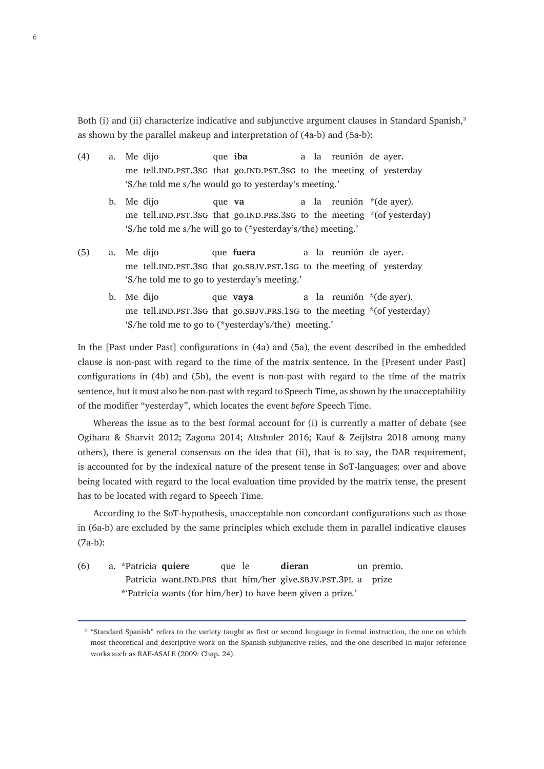Both (i) and (ii) characterize indicative and subjunctive argument clauses in Standard Spanish,[3] as shown by the parallel makeup and interpretation of (4a-b) and (5a-b):

(4) a. Me dijo que **iba** a la reunión de ayer.
   me tell.IND.PST.3SG that go.IND.PST.3SG to the meeting of yesterday
   'S/he told me s/he would go to yesterday's meeting.'

  b. Me dijo que **va** a la reunión *(de ayer).
   me tell.IND.PST.3SG that go.IND.PRS.3SG to the meeting *(of yesterday)
   'S/he told me s/he will go to (*yesterday's/the) meeting.'

(5) a. Me dijo que **fuera** a la reunión de ayer.
   me tell.IND.PST.3SG that go.SBJV.PST.1SG to the meeting of yesterday
   'S/he told me to go to yesterday's meeting.'

  b. Me dijo que **vaya** a la reunión *(de ayer).
   me tell.IND.PST.3SG that go.SBJV.PRS.1SG to the meeting *(of yesterday)
   'S/he told me to go to (*yesterday's/the) meeting.'

In the [Past under Past] configurations in (4a) and (5a), the event described in the embedded clause is non-past with regard to the time of the matrix sentence. In the [Present under Past] configurations in (4b) and (5b), the event is non-past with regard to the time of the matrix sentence, but it must also be non-past with regard to Speech Time, as shown by the unacceptability of the modifier "yesterday", which locates the event *before* Speech Time.

Whereas the issue as to the best formal account for (i) is currently a matter of debate (see Ogihara & Sharvit 2012; Zagona 2014; Altshuler 2016; Kauf & Zeijlstra 2018 among many others), there is general consensus on the idea that (ii), that is to say, the DAR requirement, is accounted for by the indexical nature of the present tense in SoT-languages: over and above being located with regard to the local evaluation time provided by the matrix tense, the present has to be located with regard to Speech Time.

According to the SoT-hypothesis, unacceptable non concordant configurations such as those in (6a-b) are excluded by the same principles which exclude them in parallel indicative clauses (7a-b):

(6) a. *Patricia **quiere** que le **dieran** un premio.
   Patricia want.IND.PRS that him/her give.SBJV.PST.3PL a prize
   *'Patricia wants (for him/her) to have been given a prize.'

---

[3] "Standard Spanish" refers to the variety taught as first or second language in formal instruction, the one on which most theoretical and descriptive work on the Spanish subjunctive relies, and the one described in major reference works such as RAE-ASALE (2009: Chap. 24).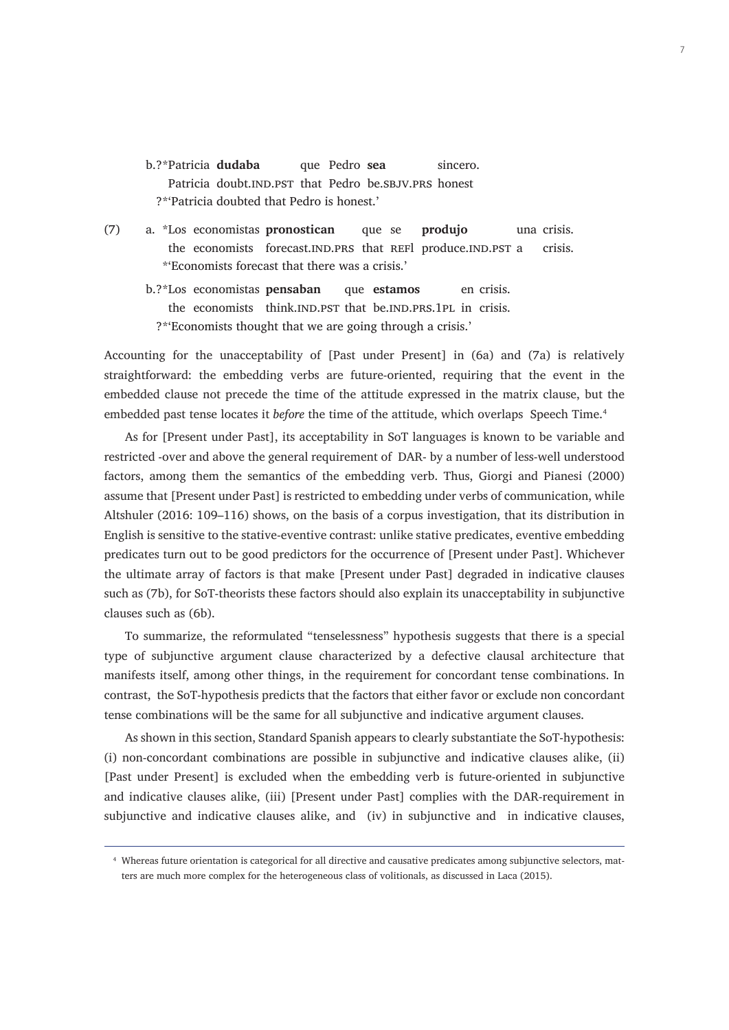b. ?*Patricia **dudaba** que Pedro **sea** sincero.
   Patricia doubt.IND.PST that Pedro be.SBJV.PRS honest
   ?*'Patricia doubted that Pedro is honest.'

(7) a. *Los economistas **pronostican** que se **produjo** una crisis.
   the economists forecast.IND.PRS that REFl produce.IND.PST a crisis.
   *'Economists forecast that there was a crisis.'

b. ?*Los economistas **pensaban** que **estamos** en crisis.
   the economists think.IND.PST that be.IND.PRS.1PL in crisis.
   ?*'Economists thought that we are going through a crisis.'

Accounting for the unacceptability of [Past under Present] in (6a) and (7a) is relatively straightforward: the embedding verbs are future-oriented, requiring that the event in the embedded clause not precede the time of the attitude expressed in the matrix clause, but the embedded past tense locates it *before* the time of the attitude, which overlaps Speech Time.[4]

As for [Present under Past], its acceptability in SoT languages is known to be variable and restricted -over and above the general requirement of DAR- by a number of less-well understood factors, among them the semantics of the embedding verb. Thus, Giorgi and Pianesi (2000) assume that [Present under Past] is restricted to embedding under verbs of communication, while Altshuler (2016: 109–116) shows, on the basis of a corpus investigation, that its distribution in English is sensitive to the stative-eventive contrast: unlike stative predicates, eventive embedding predicates turn out to be good predictors for the occurrence of [Present under Past]. Whichever the ultimate array of factors is that make [Present under Past] degraded in indicative clauses such as (7b), for SoT-theorists these factors should also explain its unacceptability in subjunctive clauses such as (6b).

To summarize, the reformulated "tenselessness" hypothesis suggests that there is a special type of subjunctive argument clause characterized by a defective clausal architecture that manifests itself, among other things, in the requirement for concordant tense combinations. In contrast, the SoT-hypothesis predicts that the factors that either favor or exclude non concordant tense combinations will be the same for all subjunctive and indicative argument clauses.

As shown in this section, Standard Spanish appears to clearly substantiate the SoT-hypothesis: (i) non-concordant combinations are possible in subjunctive and indicative clauses alike, (ii) [Past under Present] is excluded when the embedding verb is future-oriented in subjunctive and indicative clauses alike, (iii) [Present under Past] complies with the DAR-requirement in subjunctive and indicative clauses alike, and (iv) in subjunctive and in indicative clauses,

[4] Whereas future orientation is categorical for all directive and causative predicates among subjunctive selectors, matters are much more complex for the heterogeneous class of volitionals, as discussed in Laca (2015).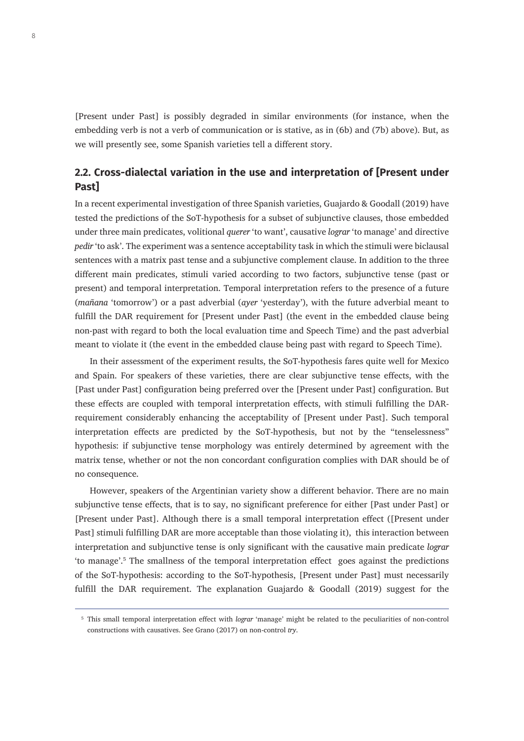[Present under Past] is possibly degraded in similar environments (for instance, when the embedding verb is not a verb of communication or is stative, as in (6b) and (7b) above). But, as we will presently see, some Spanish varieties tell a different story.

## 2.2. Cross-dialectal variation in the use and interpretation of [Present under Past]

In a recent experimental investigation of three Spanish varieties, Guajardo & Goodall (2019) have tested the predictions of the SoT-hypothesis for a subset of subjunctive clauses, those embedded under three main predicates, volitional *querer* 'to want', causative *lograr* 'to manage' and directive *pedir* 'to ask'. The experiment was a sentence acceptability task in which the stimuli were biclausal sentences with a matrix past tense and a subjunctive complement clause. In addition to the three different main predicates, stimuli varied according to two factors, subjunctive tense (past or present) and temporal interpretation. Temporal interpretation refers to the presence of a future (*mañana* 'tomorrow') or a past adverbial (*ayer* 'yesterday'), with the future adverbial meant to fulfill the DAR requirement for [Present under Past] (the event in the embedded clause being non-past with regard to both the local evaluation time and Speech Time) and the past adverbial meant to violate it (the event in the embedded clause being past with regard to Speech Time).

In their assessment of the experiment results, the SoT-hypothesis fares quite well for Mexico and Spain. For speakers of these varieties, there are clear subjunctive tense effects, with the [Past under Past] configuration being preferred over the [Present under Past] configuration. But these effects are coupled with temporal interpretation effects, with stimuli fulfilling the DAR-requirement considerably enhancing the acceptability of [Present under Past]. Such temporal interpretation effects are predicted by the SoT-hypothesis, but not by the "tenselessness" hypothesis: if subjunctive tense morphology was entirely determined by agreement with the matrix tense, whether or not the non concordant configuration complies with DAR should be of no consequence.

However, speakers of the Argentinian variety show a different behavior. There are no main subjunctive tense effects, that is to say, no significant preference for either [Past under Past] or [Present under Past]. Although there is a small temporal interpretation effect ([Present under Past] stimuli fulfilling DAR are more acceptable than those violating it), this interaction between interpretation and subjunctive tense is only significant with the causative main predicate *lograr* 'to manage'.[5] The smallness of the temporal interpretation effect goes against the predictions of the SoT-hypothesis: according to the SoT-hypothesis, [Present under Past] must necessarily fulfill the DAR requirement. The explanation Guajardo & Goodall (2019) suggest for the

[5] This small temporal interpretation effect with *lograr* 'manage' might be related to the peculiarities of non-control constructions with causatives. See Grano (2017) on non-control *try*.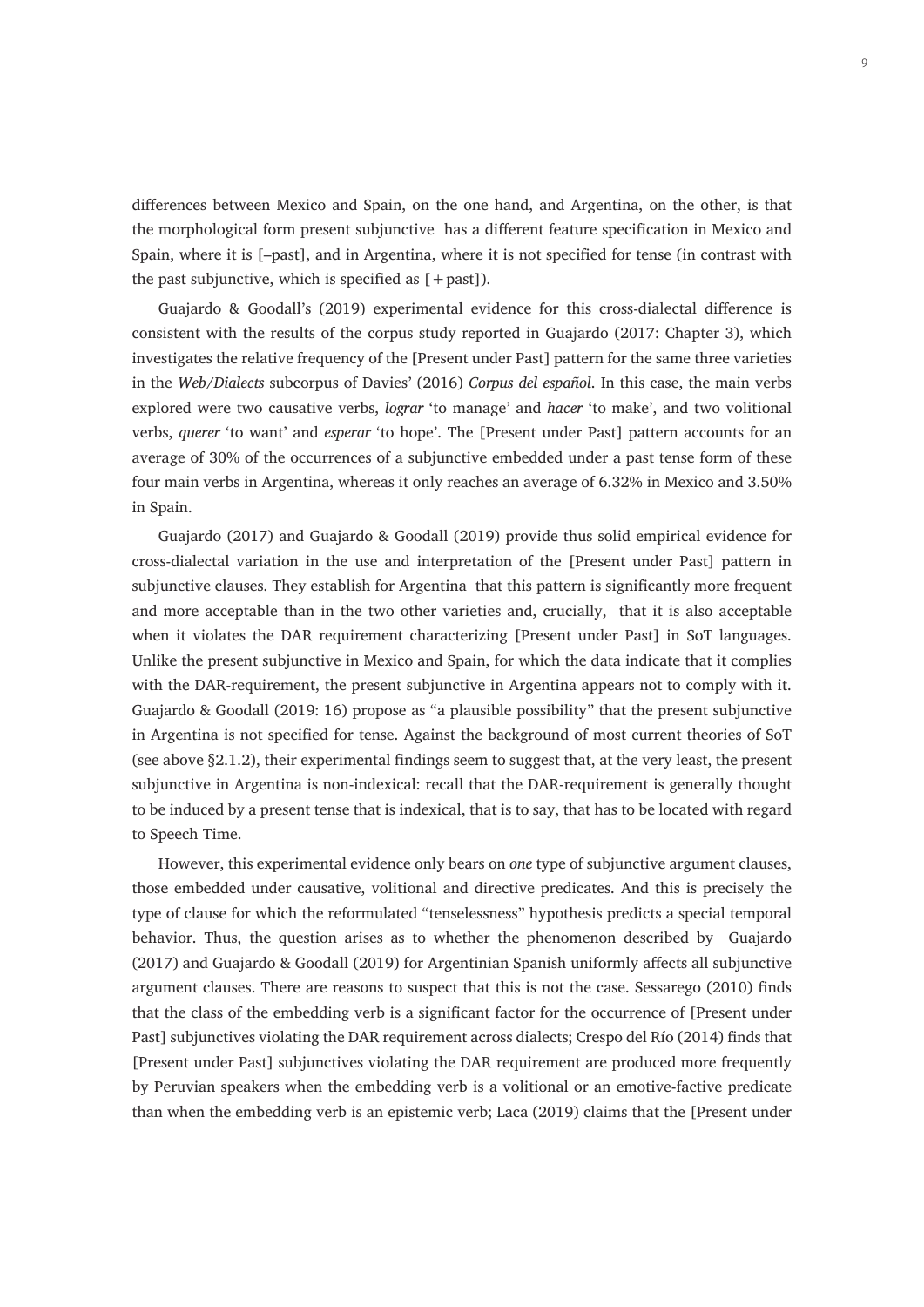differences between Mexico and Spain, on the one hand, and Argentina, on the other, is that the morphological form present subjunctive has a different feature specification in Mexico and Spain, where it is [–past], and in Argentina, where it is not specified for tense (in contrast with the past subjunctive, which is specified as [+past]).

Guajardo & Goodall's (2019) experimental evidence for this cross-dialectal difference is consistent with the results of the corpus study reported in Guajardo (2017: Chapter 3), which investigates the relative frequency of the [Present under Past] pattern for the same three varieties in the *Web/Dialects* subcorpus of Davies' (2016) *Corpus del español*. In this case, the main verbs explored were two causative verbs, *lograr* 'to manage' and *hacer* 'to make', and two volitional verbs, *querer* 'to want' and *esperar* 'to hope'. The [Present under Past] pattern accounts for an average of 30% of the occurrences of a subjunctive embedded under a past tense form of these four main verbs in Argentina, whereas it only reaches an average of 6.32% in Mexico and 3.50% in Spain.

Guajardo (2017) and Guajardo & Goodall (2019) provide thus solid empirical evidence for cross-dialectal variation in the use and interpretation of the [Present under Past] pattern in subjunctive clauses. They establish for Argentina that this pattern is significantly more frequent and more acceptable than in the two other varieties and, crucially, that it is also acceptable when it violates the DAR requirement characterizing [Present under Past] in SoT languages. Unlike the present subjunctive in Mexico and Spain, for which the data indicate that it complies with the DAR-requirement, the present subjunctive in Argentina appears not to comply with it. Guajardo & Goodall (2019: 16) propose as "a plausible possibility" that the present subjunctive in Argentina is not specified for tense. Against the background of most current theories of SoT (see above §2.1.2), their experimental findings seem to suggest that, at the very least, the present subjunctive in Argentina is non-indexical: recall that the DAR-requirement is generally thought to be induced by a present tense that is indexical, that is to say, that has to be located with regard to Speech Time.

However, this experimental evidence only bears on *one* type of subjunctive argument clauses, those embedded under causative, volitional and directive predicates. And this is precisely the type of clause for which the reformulated "tenselessness" hypothesis predicts a special temporal behavior. Thus, the question arises as to whether the phenomenon described by Guajardo (2017) and Guajardo & Goodall (2019) for Argentinian Spanish uniformly affects all subjunctive argument clauses. There are reasons to suspect that this is not the case. Sessarego (2010) finds that the class of the embedding verb is a significant factor for the occurrence of [Present under Past] subjunctives violating the DAR requirement across dialects; Crespo del Río (2014) finds that [Present under Past] subjunctives violating the DAR requirement are produced more frequently by Peruvian speakers when the embedding verb is a volitional or an emotive-factive predicate than when the embedding verb is an epistemic verb; Laca (2019) claims that the [Present under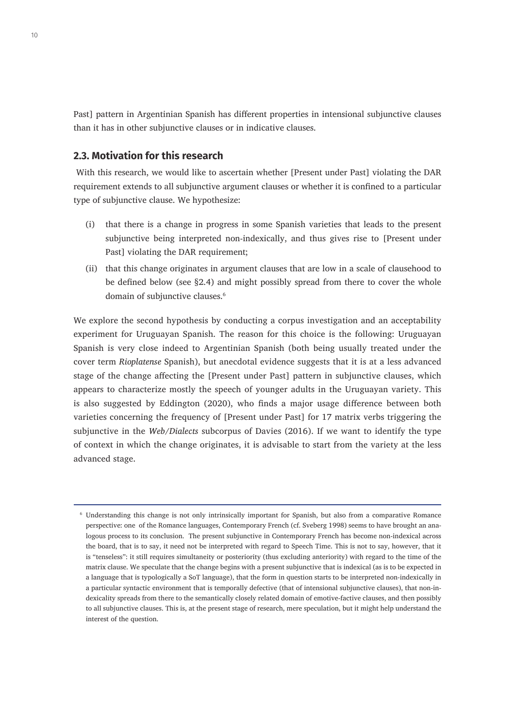Past] pattern in Argentinian Spanish has different properties in intensional subjunctive clauses than it has in other subjunctive clauses or in indicative clauses.

## 2.3. Motivation for this research

With this research, we would like to ascertain whether [Present under Past] violating the DAR requirement extends to all subjunctive argument clauses or whether it is confined to a particular type of subjunctive clause. We hypothesize:

(i) that there is a change in progress in some Spanish varieties that leads to the present subjunctive being interpreted non-indexically, and thus gives rise to [Present under Past] violating the DAR requirement;

(ii) that this change originates in argument clauses that are low in a scale of clausehood to be defined below (see §2.4) and might possibly spread from there to cover the whole domain of subjunctive clauses.[6]

We explore the second hypothesis by conducting a corpus investigation and an acceptability experiment for Uruguayan Spanish. The reason for this choice is the following: Uruguayan Spanish is very close indeed to Argentinian Spanish (both being usually treated under the cover term *Rioplatense* Spanish), but anecdotal evidence suggests that it is at a less advanced stage of the change affecting the [Present under Past] pattern in subjunctive clauses, which appears to characterize mostly the speech of younger adults in the Uruguayan variety. This is also suggested by Eddington (2020), who finds a major usage difference between both varieties concerning the frequency of [Present under Past] for 17 matrix verbs triggering the subjunctive in the *Web/Dialects* subcorpus of Davies (2016). If we want to identify the type of context in which the change originates, it is advisable to start from the variety at the less advanced stage.

---

[6] Understanding this change is not only intrinsically important for Spanish, but also from a comparative Romance perspective: one of the Romance languages, Contemporary French (cf. Sveberg 1998) seems to have brought an analogous process to its conclusion. The present subjunctive in Contemporary French has become non-indexical across the board, that is to say, it need not be interpreted with regard to Speech Time. This is not to say, however, that it is "tenseless": it still requires simultaneity or posteriority (thus excluding anteriority) with regard to the time of the matrix clause. We speculate that the change begins with a present subjunctive that is indexical (as is to be expected in a language that is typologically a SoT language), that the form in question starts to be interpreted non-indexically in a particular syntactic environment that is temporally defective (that of intensional subjunctive clauses), that non-indexicality spreads from there to the semantically closely related domain of emotive-factive clauses, and then possibly to all subjunctive clauses. This is, at the present stage of research, mere speculation, but it might help understand the interest of the question.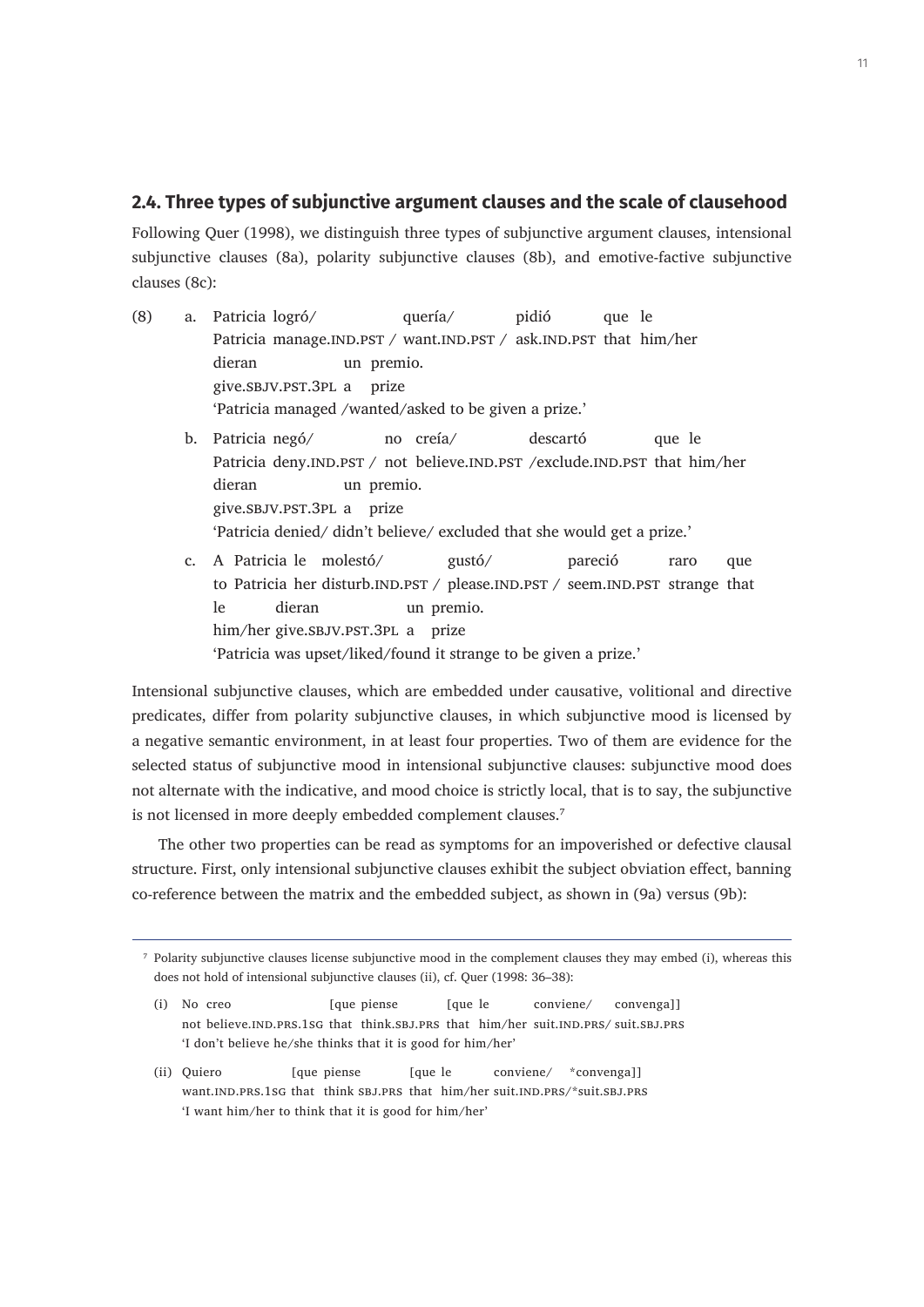## 2.4. Three types of subjunctive argument clauses and the scale of clausehood

Following Quer (1998), we distinguish three types of subjunctive argument clauses, intensional subjunctive clauses (8a), polarity subjunctive clauses (8b), and emotive-factive subjunctive clauses (8c):

(8) a. Patricia logró/ quería/ pidió que le
Patricia manage.IND.PST / want.IND.PST / ask.IND.PST that him/her
dieran un premio.
give.SBJV.PST.3PL a prize
'Patricia managed /wanted/asked to be given a prize.'

b. Patricia negó/ no creía/ descartó que le
Patricia deny.IND.PST / not believe.IND.PST /exclude.IND.PST that him/her
dieran un premio.
give.SBJV.PST.3PL a prize
'Patricia denied/ didn't believe/ excluded that she would get a prize.'

c. A Patricia le molestó/ gustó/ pareció raro que
to Patricia her disturb.IND.PST / please.IND.PST / seem.IND.PST strange that
le dieran un premio.
him/her give.SBJV.PST.3PL a prize
'Patricia was upset/liked/found it strange to be given a prize.'

Intensional subjunctive clauses, which are embedded under causative, volitional and directive predicates, differ from polarity subjunctive clauses, in which subjunctive mood is licensed by a negative semantic environment, in at least four properties. Two of them are evidence for the selected status of subjunctive mood in intensional subjunctive clauses: subjunctive mood does not alternate with the indicative, and mood choice is strictly local, that is to say, the subjunctive is not licensed in more deeply embedded complement clauses.[7]

The other two properties can be read as symptoms for an impoverished or defective clausal structure. First, only intensional subjunctive clauses exhibit the subject obviation effect, banning co-reference between the matrix and the embedded subject, as shown in (9a) versus (9b):

---

[7] Polarity subjunctive clauses license subjunctive mood in the complement clauses they may embed (i), whereas this does not hold of intensional subjunctive clauses (ii), cf. Quer (1998: 36–38):

(i) No creo [que piense [que le conviene/ convenga]]
not believe.IND.PRS.1SG that think.SBJ.PRS that him/her suit.IND.PRS/ suit.SBJ.PRS
'I don't believe he/she thinks that it is good for him/her'

(ii) Quiero [que piense [que le conviene/ *convenga]]
want.IND.PRS.1SG that think SBJ.PRS that him/her suit.IND.PRS/*suit.SBJ.PRS
'I want him/her to think that it is good for him/her'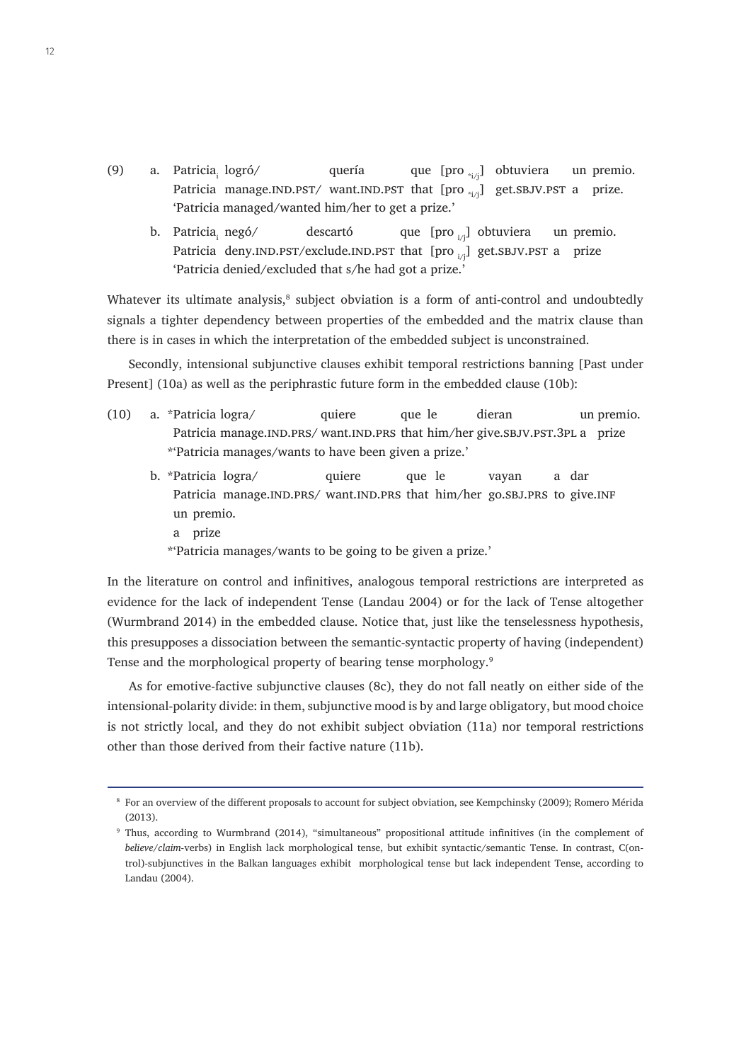(9) a. Patricia$_i$ logró/ quería que [pro $_{*i/j}$] obtuviera un premio.
Patricia manage.IND.PST/ want.IND.PST that [pro $_{*i/j}$] get.SBJV.PST a prize.
'Patricia managed/wanted him/her to get a prize.'

b. Patricia$_i$ negó/ descartó que [pro $_{i/j}$] obtuviera un premio.
Patricia deny.IND.PST/exclude.IND.PST that [pro $_{i/j}$] get.SBJV.PST a prize
'Patricia denied/excluded that s/he had got a prize.'

Whatever its ultimate analysis,[8] subject obviation is a form of anti-control and undoubtedly signals a tighter dependency between properties of the embedded and the matrix clause than there is in cases in which the interpretation of the embedded subject is unconstrained.

Secondly, intensional subjunctive clauses exhibit temporal restrictions banning [Past under Present] (10a) as well as the periphrastic future form in the embedded clause (10b):

(10) a. *Patricia logra/ quiere que le dieran un premio.
Patricia manage.IND.PRS/ want.IND.PRS that him/her give.SBJV.PST.3PL a prize
*'Patricia manages/wants to have been given a prize.'

b. *Patricia logra/ quiere que le vayan a dar un premio.
Patricia manage.IND.PRS/ want.IND.PRS that him/her go.SBJ.PRS to give.INF a prize
*'Patricia manages/wants to be going to be given a prize.'

In the literature on control and infinitives, analogous temporal restrictions are interpreted as evidence for the lack of independent Tense (Landau 2004) or for the lack of Tense altogether (Wurmbrand 2014) in the embedded clause. Notice that, just like the tenselessness hypothesis, this presupposes a dissociation between the semantic-syntactic property of having (independent) Tense and the morphological property of bearing tense morphology.[9]

As for emotive-factive subjunctive clauses (8c), they do not fall neatly on either side of the intensional-polarity divide: in them, subjunctive mood is by and large obligatory, but mood choice is not strictly local, and they do not exhibit subject obviation (11a) nor temporal restrictions other than those derived from their factive nature (11b).

---

[8] For an overview of the different proposals to account for subject obviation, see Kempchinsky (2009); Romero Mérida (2013).

[9] Thus, according to Wurmbrand (2014), "simultaneous" propositional attitude infinitives (in the complement of *believe/claim*-verbs) in English lack morphological tense, but exhibit syntactic/semantic Tense. In contrast, C(ontrol)-subjunctives in the Balkan languages exhibit morphological tense but lack independent Tense, according to Landau (2004).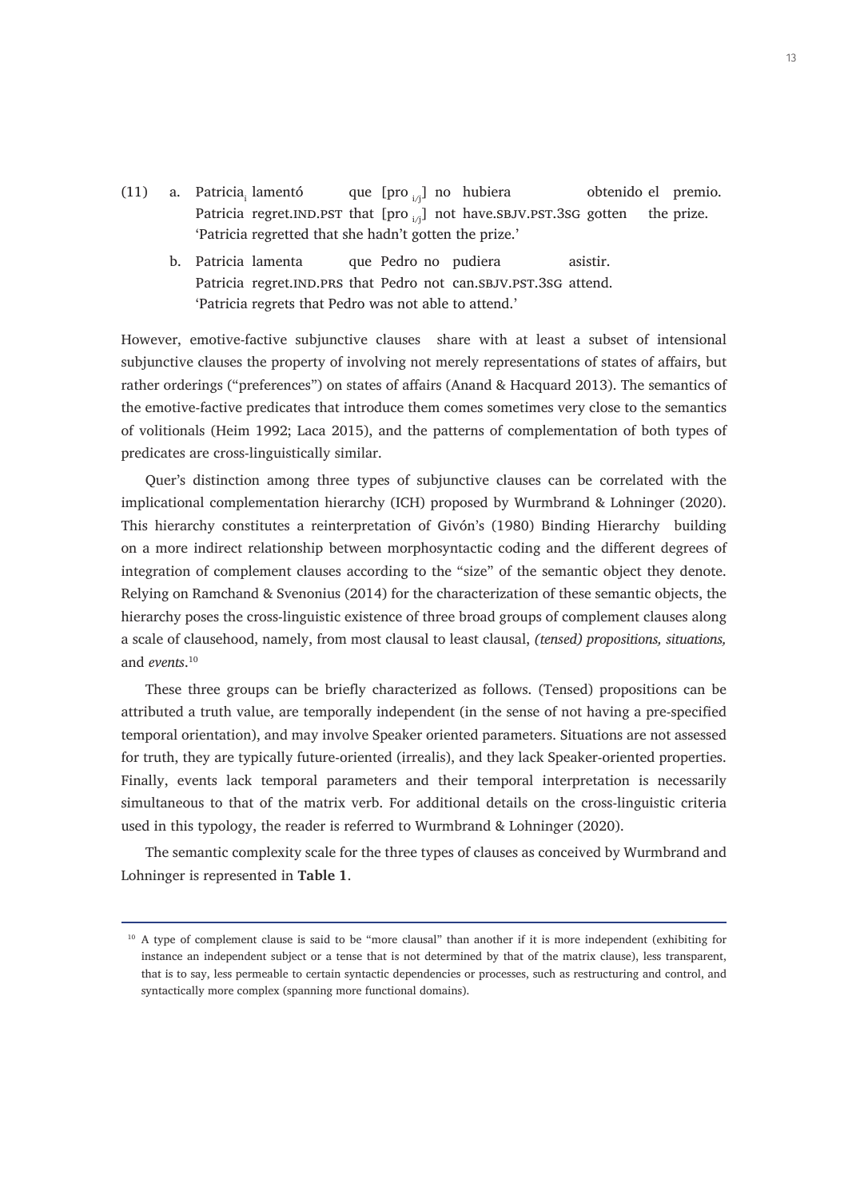(11) a. Patricia$_i$ lamentó que [pro $_{i/j}$] no hubiera obtenido el premio.
Patricia regret.IND.PST that [pro $_{i/j}$] not have.SBJV.PST.3SG gotten the prize.
'Patricia regretted that she hadn't gotten the prize.'

b. Patricia lamenta que Pedro no pudiera asistir.
Patricia regret.IND.PRS that Pedro not can.SBJV.PST.3SG attend.
'Patricia regrets that Pedro was not able to attend.'

However, emotive-factive subjunctive clauses share with at least a subset of intensional subjunctive clauses the property of involving not merely representations of states of affairs, but rather orderings ("preferences") on states of affairs (Anand & Hacquard 2013). The semantics of the emotive-factive predicates that introduce them comes sometimes very close to the semantics of volitionals (Heim 1992; Laca 2015), and the patterns of complementation of both types of predicates are cross-linguistically similar.

Quer's distinction among three types of subjunctive clauses can be correlated with the implicational complementation hierarchy (ICH) proposed by Wurmbrand & Lohninger (2020). This hierarchy constitutes a reinterpretation of Givón's (1980) Binding Hierarchy building on a more indirect relationship between morphosyntactic coding and the different degrees of integration of complement clauses according to the "size" of the semantic object they denote. Relying on Ramchand & Svenonius (2014) for the characterization of these semantic objects, the hierarchy poses the cross-linguistic existence of three broad groups of complement clauses along a scale of clausehood, namely, from most clausal to least clausal, *(tensed) propositions, situations,* and *events*.[10]

These three groups can be briefly characterized as follows. (Tensed) propositions can be attributed a truth value, are temporally independent (in the sense of not having a pre-specified temporal orientation), and may involve Speaker oriented parameters. Situations are not assessed for truth, they are typically future-oriented (irrealis), and they lack Speaker-oriented properties. Finally, events lack temporal parameters and their temporal interpretation is necessarily simultaneous to that of the matrix verb. For additional details on the cross-linguistic criteria used in this typology, the reader is referred to Wurmbrand & Lohninger (2020).

The semantic complexity scale for the three types of clauses as conceived by Wurmbrand and Lohninger is represented in **Table 1**.

---

[10] A type of complement clause is said to be "more clausal" than another if it is more independent (exhibiting for instance an independent subject or a tense that is not determined by that of the matrix clause), less transparent, that is to say, less permeable to certain syntactic dependencies or processes, such as restructuring and control, and syntactically more complex (spanning more functional domains).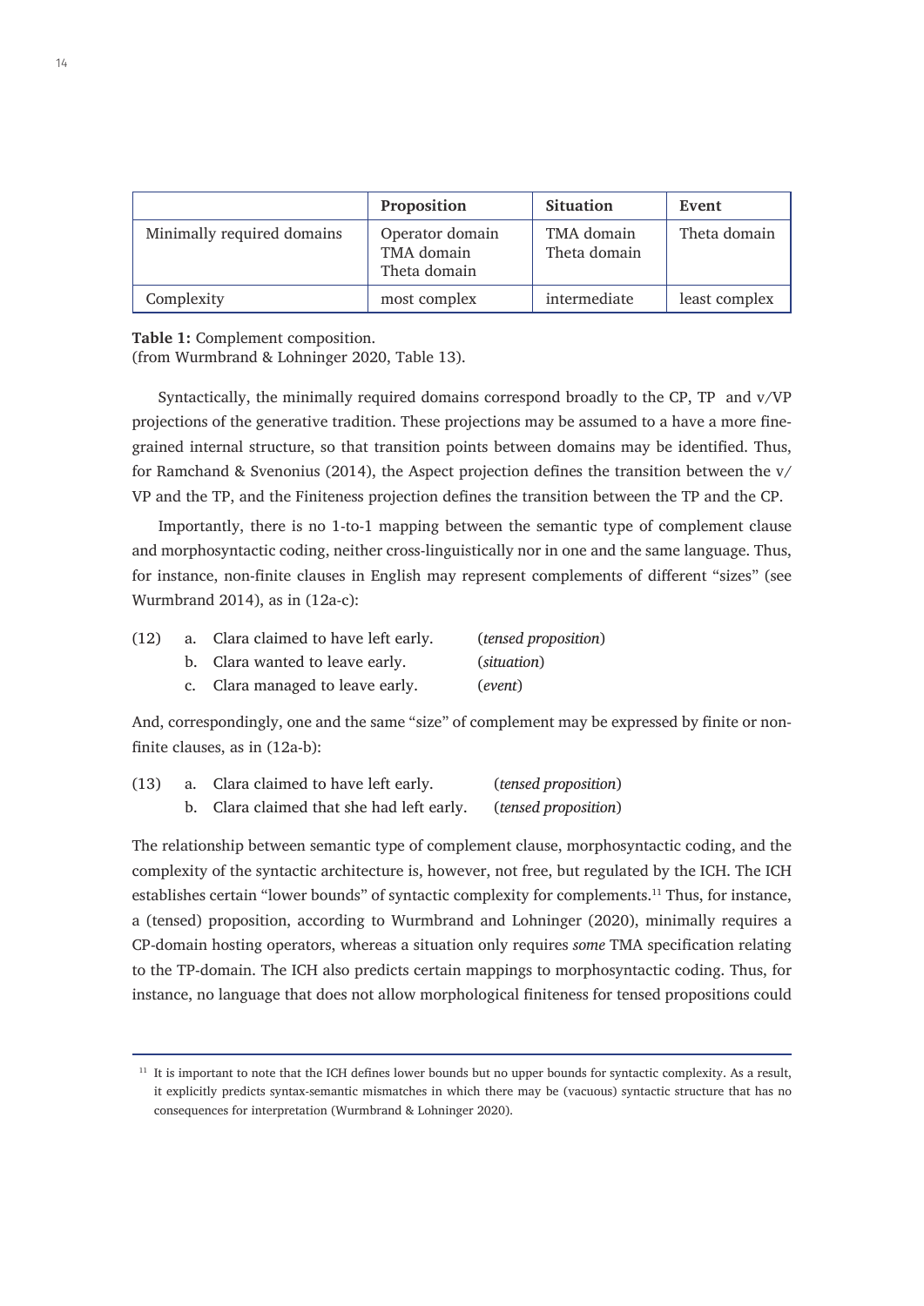| | Proposition | Situation | Event |
|---|---|---|---|
| Minimally required domains | Operator domain<br>TMA domain<br>Theta domain | TMA domain<br>Theta domain | Theta domain |
| Complexity | most complex | intermediate | least complex |

**Table 1:** Complement composition.
(from Wurmbrand & Lohninger 2020, Table 13).

Syntactically, the minimally required domains correspond broadly to the CP, TP and v/VP projections of the generative tradition. These projections may be assumed to a have a more fine-grained internal structure, so that transition points between domains may be identified. Thus, for Ramchand & Svenonius (2014), the Aspect projection defines the transition between the v/VP and the TP, and the Finiteness projection defines the transition between the TP and the CP.

Importantly, there is no 1-to-1 mapping between the semantic type of complement clause and morphosyntactic coding, neither cross-linguistically nor in one and the same language. Thus, for instance, non-finite clauses in English may represent complements of different "sizes" (see Wurmbrand 2014), as in (12a-c):

(12) a. Clara claimed to have left early. (*tensed proposition*)
b. Clara wanted to leave early. (*situation*)
c. Clara managed to leave early. (*event*)

And, correspondingly, one and the same "size" of complement may be expressed by finite or non-finite clauses, as in (12a-b):

(13) a. Clara claimed to have left early. (*tensed proposition*)
b. Clara claimed that she had left early. (*tensed proposition*)

The relationship between semantic type of complement clause, morphosyntactic coding, and the complexity of the syntactic architecture is, however, not free, but regulated by the ICH. The ICH establishes certain "lower bounds" of syntactic complexity for complements.[11] Thus, for instance, a (tensed) proposition, according to Wurmbrand and Lohninger (2020), minimally requires a CP-domain hosting operators, whereas a situation only requires *some* TMA specification relating to the TP-domain. The ICH also predicts certain mappings to morphosyntactic coding. Thus, for instance, no language that does not allow morphological finiteness for tensed propositions could

[11] It is important to note that the ICH defines lower bounds but no upper bounds for syntactic complexity. As a result, it explicitly predicts syntax-semantic mismatches in which there may be (vacuous) syntactic structure that has no consequences for interpretation (Wurmbrand & Lohninger 2020).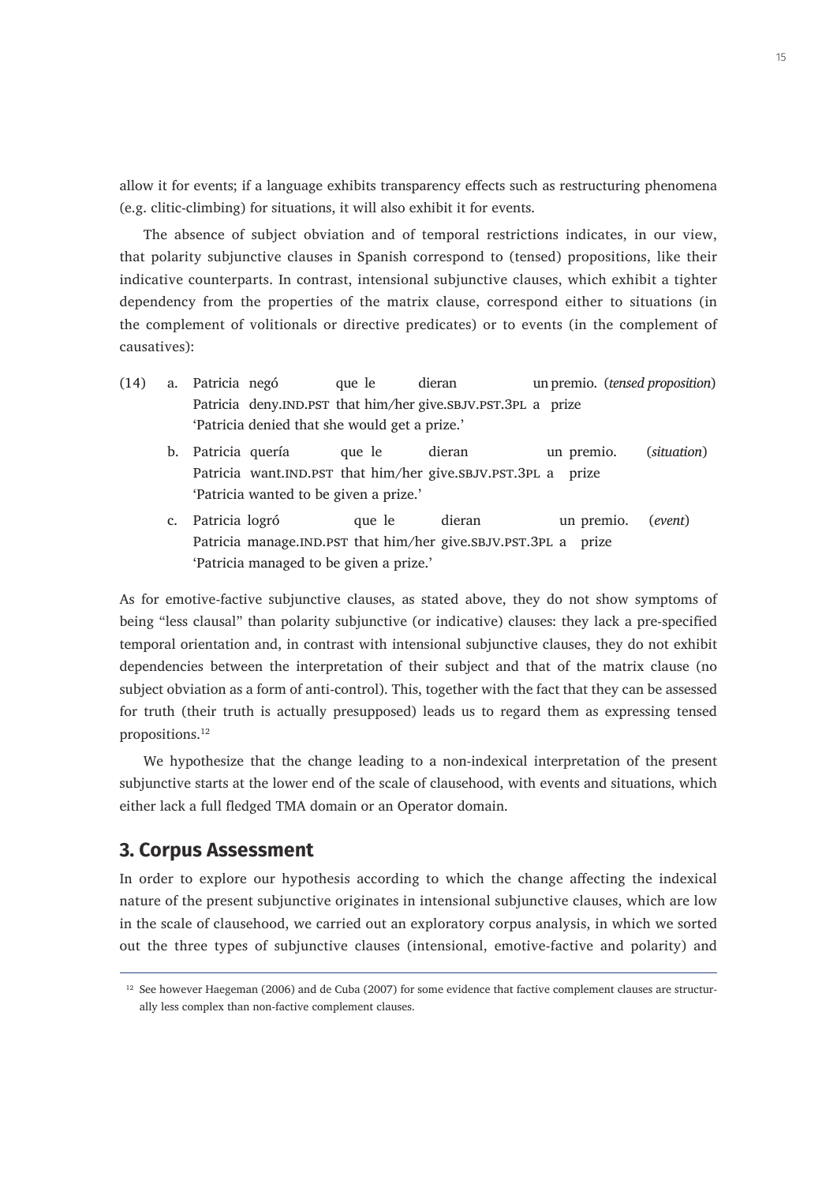allow it for events; if a language exhibits transparency effects such as restructuring phenomena (e.g. clitic-climbing) for situations, it will also exhibit it for events.

The absence of subject obviation and of temporal restrictions indicates, in our view, that polarity subjunctive clauses in Spanish correspond to (tensed) propositions, like their indicative counterparts. In contrast, intensional subjunctive clauses, which exhibit a tighter dependency from the properties of the matrix clause, correspond either to situations (in the complement of volitionals or directive predicates) or to events (in the complement of causatives):

(14) a. Patricia negó que le dieran un premio. (*tensed proposition*)
  Patricia deny.IND.PST that him/her give.SBJV.PST.3PL a prize
  'Patricia denied that she would get a prize.'

  b. Patricia quería que le dieran un premio. (*situation*)
  Patricia want.IND.PST that him/her give.SBJV.PST.3PL a prize
  'Patricia wanted to be given a prize.'

  c. Patricia logró que le dieran un premio. (*event*)
  Patricia manage.IND.PST that him/her give.SBJV.PST.3PL a prize
  'Patricia managed to be given a prize.'

As for emotive-factive subjunctive clauses, as stated above, they do not show symptoms of being "less clausal" than polarity subjunctive (or indicative) clauses: they lack a pre-specified temporal orientation and, in contrast with intensional subjunctive clauses, they do not exhibit dependencies between the interpretation of their subject and that of the matrix clause (no subject obviation as a form of anti-control). This, together with the fact that they can be assessed for truth (their truth is actually presupposed) leads us to regard them as expressing tensed propositions.[12]

We hypothesize that the change leading to a non-indexical interpretation of the present subjunctive starts at the lower end of the scale of clausehood, with events and situations, which either lack a full fledged TMA domain or an Operator domain.

## 3. Corpus Assessment

In order to explore our hypothesis according to which the change affecting the indexical nature of the present subjunctive originates in intensional subjunctive clauses, which are low in the scale of clausehood, we carried out an exploratory corpus analysis, in which we sorted out the three types of subjunctive clauses (intensional, emotive-factive and polarity) and

[12] See however Haegeman (2006) and de Cuba (2007) for some evidence that factive complement clauses are structurally less complex than non-factive complement clauses.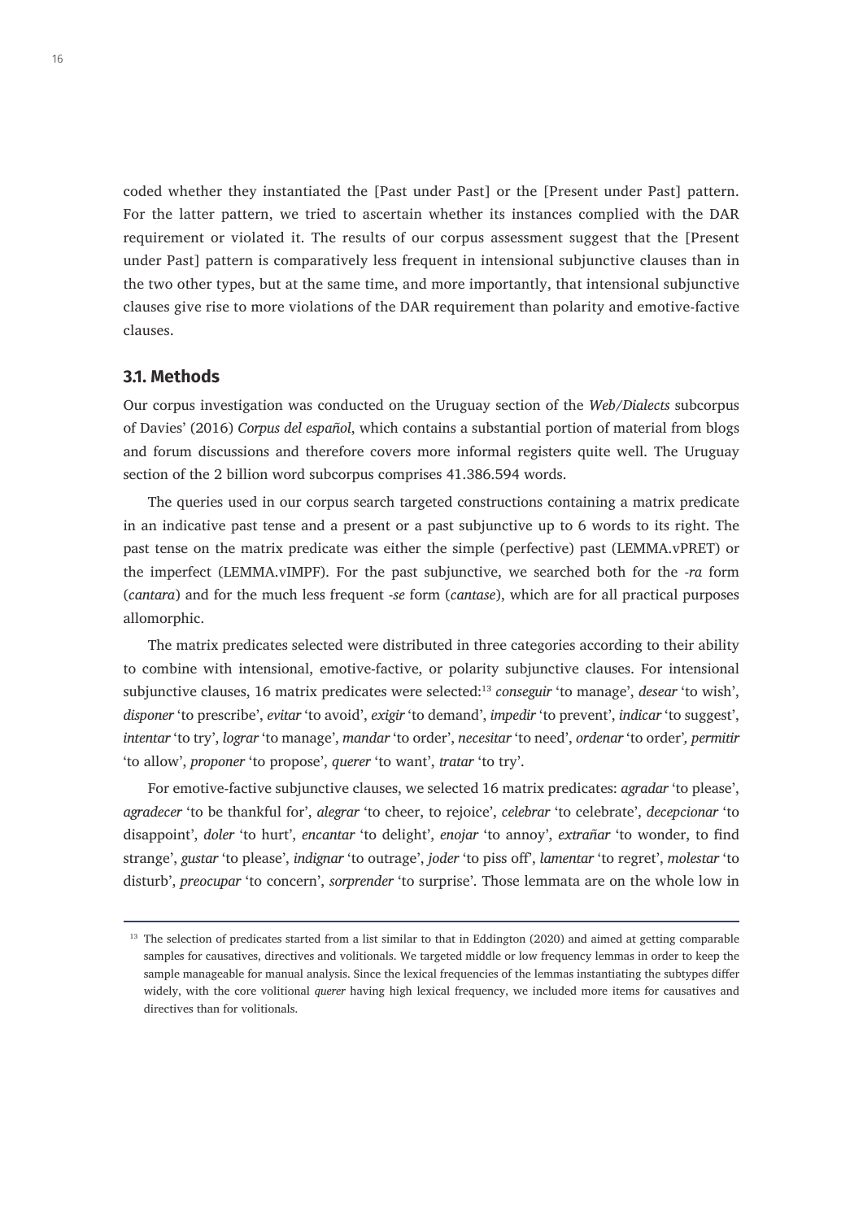coded whether they instantiated the [Past under Past] or the [Present under Past] pattern. For the latter pattern, we tried to ascertain whether its instances complied with the DAR requirement or violated it. The results of our corpus assessment suggest that the [Present under Past] pattern is comparatively less frequent in intensional subjunctive clauses than in the two other types, but at the same time, and more importantly, that intensional subjunctive clauses give rise to more violations of the DAR requirement than polarity and emotive-factive clauses.

### 3.1. Methods

Our corpus investigation was conducted on the Uruguay section of the *Web/Dialects* subcorpus of Davies' (2016) *Corpus del español*, which contains a substantial portion of material from blogs and forum discussions and therefore covers more informal registers quite well. The Uruguay section of the 2 billion word subcorpus comprises 41.386.594 words.

The queries used in our corpus search targeted constructions containing a matrix predicate in an indicative past tense and a present or a past subjunctive up to 6 words to its right. The past tense on the matrix predicate was either the simple (perfective) past (LEMMA.vPRET) or the imperfect (LEMMA.vIMPF). For the past subjunctive, we searched both for the *-ra* form (*cantara*) and for the much less frequent *-se* form (*cantase*), which are for all practical purposes allomorphic.

The matrix predicates selected were distributed in three categories according to their ability to combine with intensional, emotive-factive, or polarity subjunctive clauses. For intensional subjunctive clauses, 16 matrix predicates were selected:[13] *conseguir* 'to manage', *desear* 'to wish', *disponer* 'to prescribe', *evitar* 'to avoid', *exigir* 'to demand', *impedir* 'to prevent', *indicar* 'to suggest', *intentar* 'to try', *lograr* 'to manage', *mandar* 'to order', *necesitar* 'to need', *ordenar* 'to order', *permitir* 'to allow', *proponer* 'to propose', *querer* 'to want', *tratar* 'to try'.

For emotive-factive subjunctive clauses, we selected 16 matrix predicates: *agradar* 'to please', *agradecer* 'to be thankful for', *alegrar* 'to cheer, to rejoice', *celebrar* 'to celebrate', *decepcionar* 'to disappoint', *doler* 'to hurt', *encantar* 'to delight', *enojar* 'to annoy', *extrañar* 'to wonder, to find strange', *gustar* 'to please', *indignar* 'to outrage', *joder* 'to piss off', *lamentar* 'to regret', *molestar* 'to disturb', *preocupar* 'to concern', *sorprender* 'to surprise'. Those lemmata are on the whole low in

---

[13] The selection of predicates started from a list similar to that in Eddington (2020) and aimed at getting comparable samples for causatives, directives and volitionals. We targeted middle or low frequency lemmas in order to keep the sample manageable for manual analysis. Since the lexical frequencies of the lemmas instantiating the subtypes differ widely, with the core volitional *querer* having high lexical frequency, we included more items for causatives and directives than for volitionals.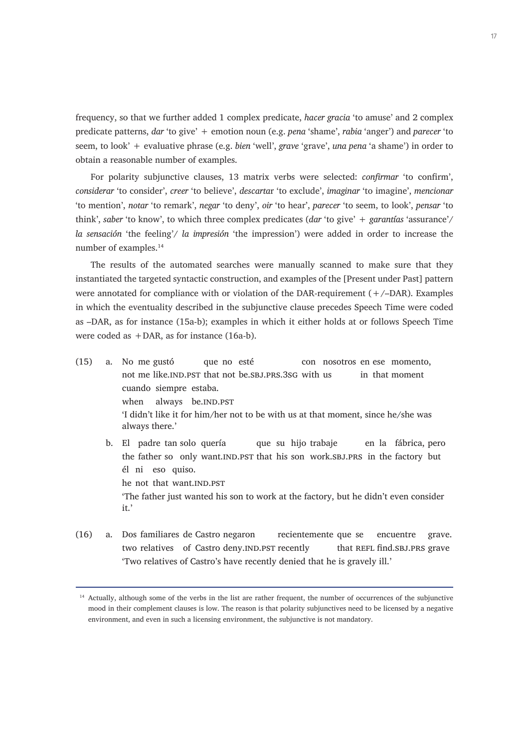frequency, so that we further added 1 complex predicate, *hacer gracia* 'to amuse' and 2 complex predicate patterns, *dar* 'to give' + emotion noun (e.g. *pena* 'shame', *rabia* 'anger') and *parecer* 'to seem, to look' + evaluative phrase (e.g. *bien* 'well', *grave* 'grave', *una pena* 'a shame') in order to obtain a reasonable number of examples.

For polarity subjunctive clauses, 13 matrix verbs were selected: *confirmar* 'to confirm', *considerar* 'to consider', *creer* 'to believe', *descartar* 'to exclude', *imaginar* 'to imagine', *mencionar* 'to mention', *notar* 'to remark', *negar* 'to deny', *oír* 'to hear', *parecer* 'to seem, to look', *pensar* 'to think', *saber* 'to know', to which three complex predicates (*dar* 'to give' + *garantías* 'assurance'/ *la sensación* 'the feeling'/ *la impresión* 'the impression') were added in order to increase the number of examples.[14]

The results of the automated searches were manually scanned to make sure that they instantiated the targeted syntactic construction, and examples of the [Present under Past] pattern were annotated for compliance with or violation of the DAR-requirement (+/–DAR). Examples in which the eventuality described in the subjunctive clause precedes Speech Time were coded as –DAR, as for instance (15a-b); examples in which it either holds at or follows Speech Time were coded as +DAR, as for instance (16a-b).

(15) a. No me gustó que no esté con nosotros en ese momento,
not me like.IND.PST that not be.SBJ.PRS.3SG with us in that moment
cuando siempre estaba.
when always be.IND.PST
'I didn't like it for him/her not to be with us at that moment, since he/she was always there.'

b. El padre tan solo quería que su hijo trabaje en la fábrica, pero
the father so only want.IND.PST that his son work.SBJ.PRS in the factory but
él ni eso quiso.
he not that want.IND.PST
'The father just wanted his son to work at the factory, but he didn't even consider it.'

(16) a. Dos familiares de Castro negaron recientemente que se encuentre grave.
two relatives of Castro deny.IND.PST recently that REFL find.SBJ.PRS grave
'Two relatives of Castro's have recently denied that he is gravely ill.'

---

[14] Actually, although some of the verbs in the list are rather frequent, the number of occurrences of the subjunctive mood in their complement clauses is low. The reason is that polarity subjunctives need to be licensed by a negative environment, and even in such a licensing environment, the subjunctive is not mandatory.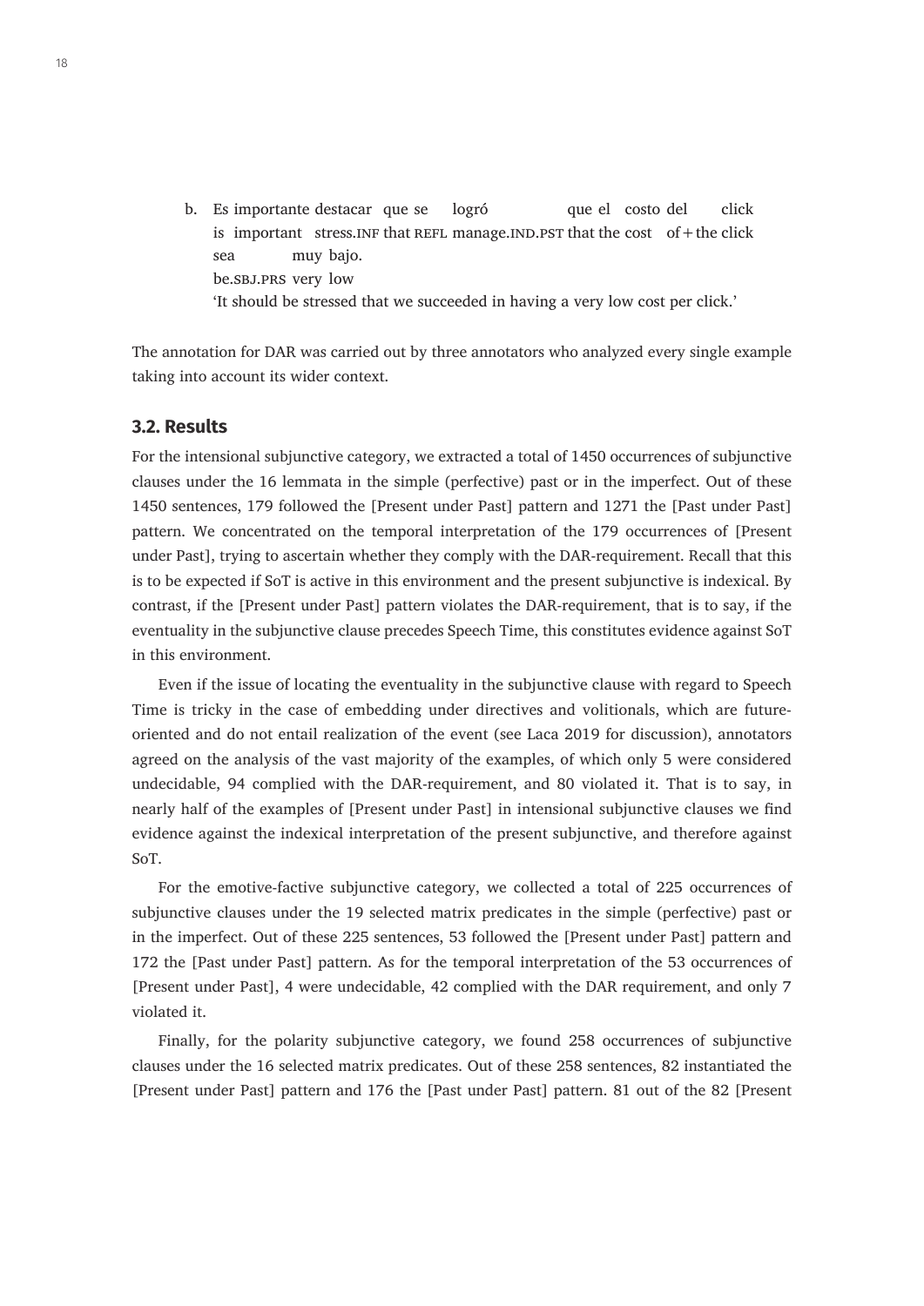b. Es importante destacar que se logró que el costo del click
   is important stress.INF that REFL manage.IND.PST that the cost of+the click
   sea muy bajo.
   be.SBJ.PRS very low
   'It should be stressed that we succeeded in having a very low cost per click.'

The annotation for DAR was carried out by three annotators who analyzed every single example taking into account its wider context.

### 3.2. Results

For the intensional subjunctive category, we extracted a total of 1450 occurrences of subjunctive clauses under the 16 lemmata in the simple (perfective) past or in the imperfect. Out of these 1450 sentences, 179 followed the [Present under Past] pattern and 1271 the [Past under Past] pattern. We concentrated on the temporal interpretation of the 179 occurrences of [Present under Past], trying to ascertain whether they comply with the DAR-requirement. Recall that this is to be expected if SoT is active in this environment and the present subjunctive is indexical. By contrast, if the [Present under Past] pattern violates the DAR-requirement, that is to say, if the eventuality in the subjunctive clause precedes Speech Time, this constitutes evidence against SoT in this environment.

Even if the issue of locating the eventuality in the subjunctive clause with regard to Speech Time is tricky in the case of embedding under directives and volitionals, which are future-oriented and do not entail realization of the event (see Laca 2019 for discussion), annotators agreed on the analysis of the vast majority of the examples, of which only 5 were considered undecidable, 94 complied with the DAR-requirement, and 80 violated it. That is to say, in nearly half of the examples of [Present under Past] in intensional subjunctive clauses we find evidence against the indexical interpretation of the present subjunctive, and therefore against SoT.

For the emotive-factive subjunctive category, we collected a total of 225 occurrences of subjunctive clauses under the 19 selected matrix predicates in the simple (perfective) past or in the imperfect. Out of these 225 sentences, 53 followed the [Present under Past] pattern and 172 the [Past under Past] pattern. As for the temporal interpretation of the 53 occurrences of [Present under Past], 4 were undecidable, 42 complied with the DAR requirement, and only 7 violated it.

Finally, for the polarity subjunctive category, we found 258 occurrences of subjunctive clauses under the 16 selected matrix predicates. Out of these 258 sentences, 82 instantiated the [Present under Past] pattern and 176 the [Past under Past] pattern. 81 out of the 82 [Present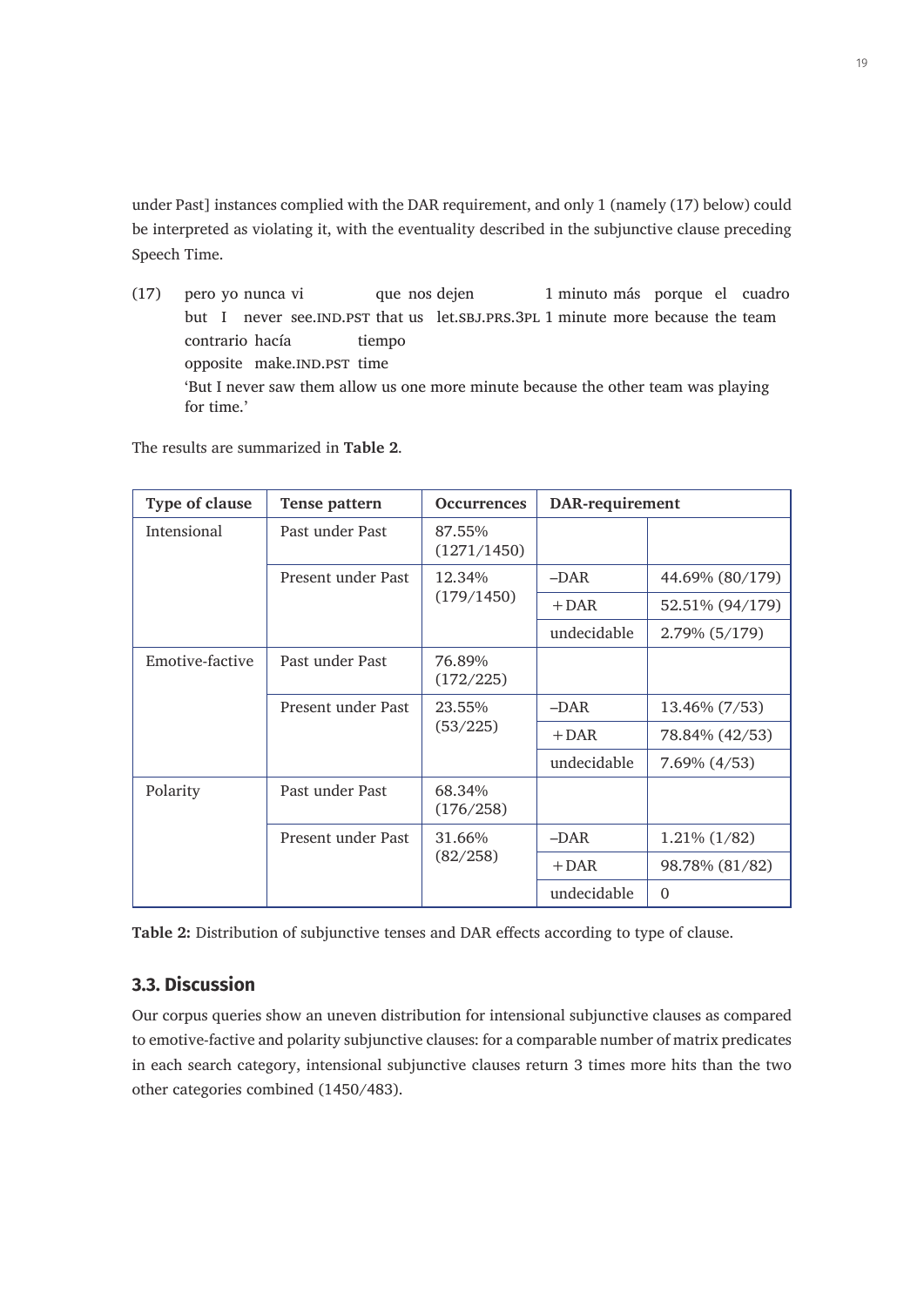under Past] instances complied with the DAR requirement, and only 1 (namely (17) below) could be interpreted as violating it, with the eventuality described in the subjunctive clause preceding Speech Time.

(17) pero yo nunca vi que nos dejen 1 minuto más porque el cuadro
but I never see.IND.PST that us let.SBJ.PRS.3PL 1 minute more because the team
contrario hacía tiempo
opposite make.IND.PST time
'But I never saw them allow us one more minute because the other team was playing for time.'

The results are summarized in **Table 2**.

| Type of clause | Tense pattern | Occurrences | DAR-requirement | |
|---|---|---|---|---|
| Intensional | Past under Past | 87.55% (1271/1450) | | |
| | Present under Past | 12.34% (179/1450) | –DAR | 44.69% (80/179) |
| | | | +DAR | 52.51% (94/179) |
| | | | undecidable | 2.79% (5/179) |
| Emotive-factive | Past under Past | 76.89% (172/225) | | |
| | Present under Past | 23.55% (53/225) | –DAR | 13.46% (7/53) |
| | | | +DAR | 78.84% (42/53) |
| | | | undecidable | 7.69% (4/53) |
| Polarity | Past under Past | 68.34% (176/258) | | |
| | Present under Past | 31.66% (82/258) | –DAR | 1.21% (1/82) |
| | | | +DAR | 98.78% (81/82) |
| | | | undecidable | 0 |

**Table 2:** Distribution of subjunctive tenses and DAR effects according to type of clause.

### 3.3. Discussion

Our corpus queries show an uneven distribution for intensional subjunctive clauses as compared to emotive-factive and polarity subjunctive clauses: for a comparable number of matrix predicates in each search category, intensional subjunctive clauses return 3 times more hits than the two other categories combined (1450/483).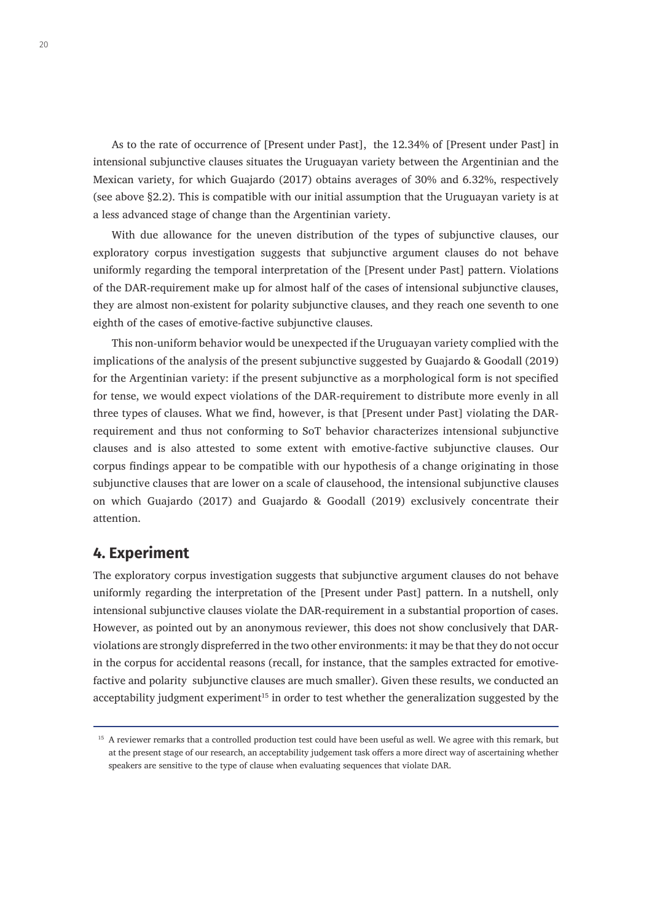As to the rate of occurrence of [Present under Past], the 12.34% of [Present under Past] in intensional subjunctive clauses situates the Uruguayan variety between the Argentinian and the Mexican variety, for which Guajardo (2017) obtains averages of 30% and 6.32%, respectively (see above §2.2). This is compatible with our initial assumption that the Uruguayan variety is at a less advanced stage of change than the Argentinian variety.

With due allowance for the uneven distribution of the types of subjunctive clauses, our exploratory corpus investigation suggests that subjunctive argument clauses do not behave uniformly regarding the temporal interpretation of the [Present under Past] pattern. Violations of the DAR-requirement make up for almost half of the cases of intensional subjunctive clauses, they are almost non-existent for polarity subjunctive clauses, and they reach one seventh to one eighth of the cases of emotive-factive subjunctive clauses.

This non-uniform behavior would be unexpected if the Uruguayan variety complied with the implications of the analysis of the present subjunctive suggested by Guajardo & Goodall (2019) for the Argentinian variety: if the present subjunctive as a morphological form is not specified for tense, we would expect violations of the DAR-requirement to distribute more evenly in all three types of clauses. What we find, however, is that [Present under Past] violating the DAR-requirement and thus not conforming to SoT behavior characterizes intensional subjunctive clauses and is also attested to some extent with emotive-factive subjunctive clauses. Our corpus findings appear to be compatible with our hypothesis of a change originating in those subjunctive clauses that are lower on a scale of clausehood, the intensional subjunctive clauses on which Guajardo (2017) and Guajardo & Goodall (2019) exclusively concentrate their attention.

## 4. Experiment

The exploratory corpus investigation suggests that subjunctive argument clauses do not behave uniformly regarding the interpretation of the [Present under Past] pattern. In a nutshell, only intensional subjunctive clauses violate the DAR-requirement in a substantial proportion of cases. However, as pointed out by an anonymous reviewer, this does not show conclusively that DAR-violations are strongly dispreferred in the two other environments: it may be that they do not occur in the corpus for accidental reasons (recall, for instance, that the samples extracted for emotive-factive and polarity subjunctive clauses are much smaller). Given these results, we conducted an acceptability judgment experiment[15] in order to test whether the generalization suggested by the

[15] A reviewer remarks that a controlled production test could have been useful as well. We agree with this remark, but at the present stage of our research, an acceptability judgement task offers a more direct way of ascertaining whether speakers are sensitive to the type of clause when evaluating sequences that violate DAR.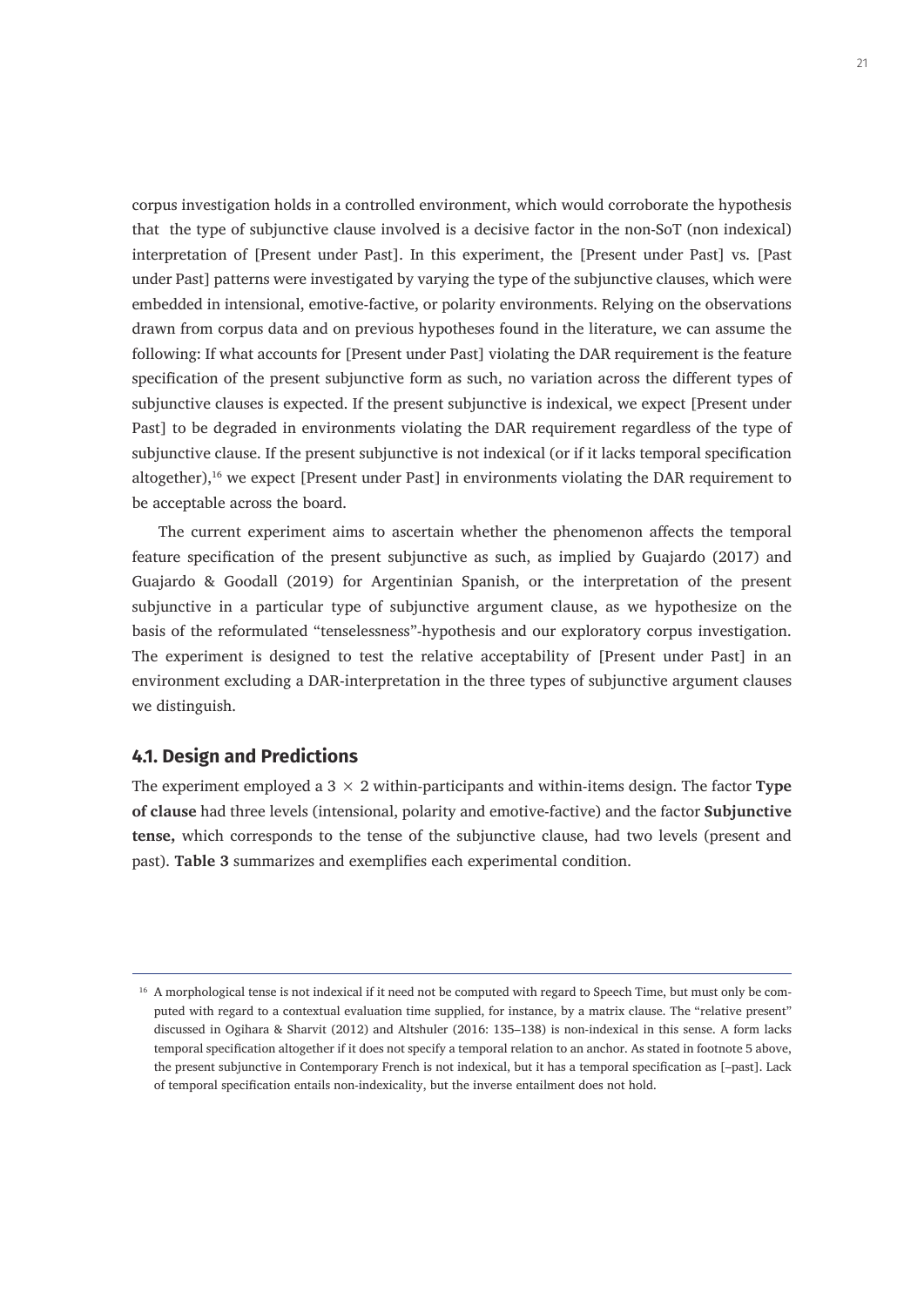corpus investigation holds in a controlled environment, which would corroborate the hypothesis that the type of subjunctive clause involved is a decisive factor in the non-SoT (non indexical) interpretation of [Present under Past]. In this experiment, the [Present under Past] vs. [Past under Past] patterns were investigated by varying the type of the subjunctive clauses, which were embedded in intensional, emotive-factive, or polarity environments. Relying on the observations drawn from corpus data and on previous hypotheses found in the literature, we can assume the following: If what accounts for [Present under Past] violating the DAR requirement is the feature specification of the present subjunctive form as such, no variation across the different types of subjunctive clauses is expected. If the present subjunctive is indexical, we expect [Present under Past] to be degraded in environments violating the DAR requirement regardless of the type of subjunctive clause. If the present subjunctive is not indexical (or if it lacks temporal specification altogether),[16] we expect [Present under Past] in environments violating the DAR requirement to be acceptable across the board.

The current experiment aims to ascertain whether the phenomenon affects the temporal feature specification of the present subjunctive as such, as implied by Guajardo (2017) and Guajardo & Goodall (2019) for Argentinian Spanish, or the interpretation of the present subjunctive in a particular type of subjunctive argument clause, as we hypothesize on the basis of the reformulated "tenselessness"-hypothesis and our exploratory corpus investigation. The experiment is designed to test the relative acceptability of [Present under Past] in an environment excluding a DAR-interpretation in the three types of subjunctive argument clauses we distinguish.

## 4.1. Design and Predictions

The experiment employed a $3 \times 2$ within-participants and within-items design. The factor **Type of clause** had three levels (intensional, polarity and emotive-factive) and the factor **Subjunctive tense,** which corresponds to the tense of the subjunctive clause, had two levels (present and past). **Table 3** summarizes and exemplifies each experimental condition.

---

[16] A morphological tense is not indexical if it need not be computed with regard to Speech Time, but must only be computed with regard to a contextual evaluation time supplied, for instance, by a matrix clause. The "relative present" discussed in Ogihara & Sharvit (2012) and Altshuler (2016: 135–138) is non-indexical in this sense. A form lacks temporal specification altogether if it does not specify a temporal relation to an anchor. As stated in footnote 5 above, the present subjunctive in Contemporary French is not indexical, but it has a temporal specification as [–past]. Lack of temporal specification entails non-indexicality, but the inverse entailment does not hold.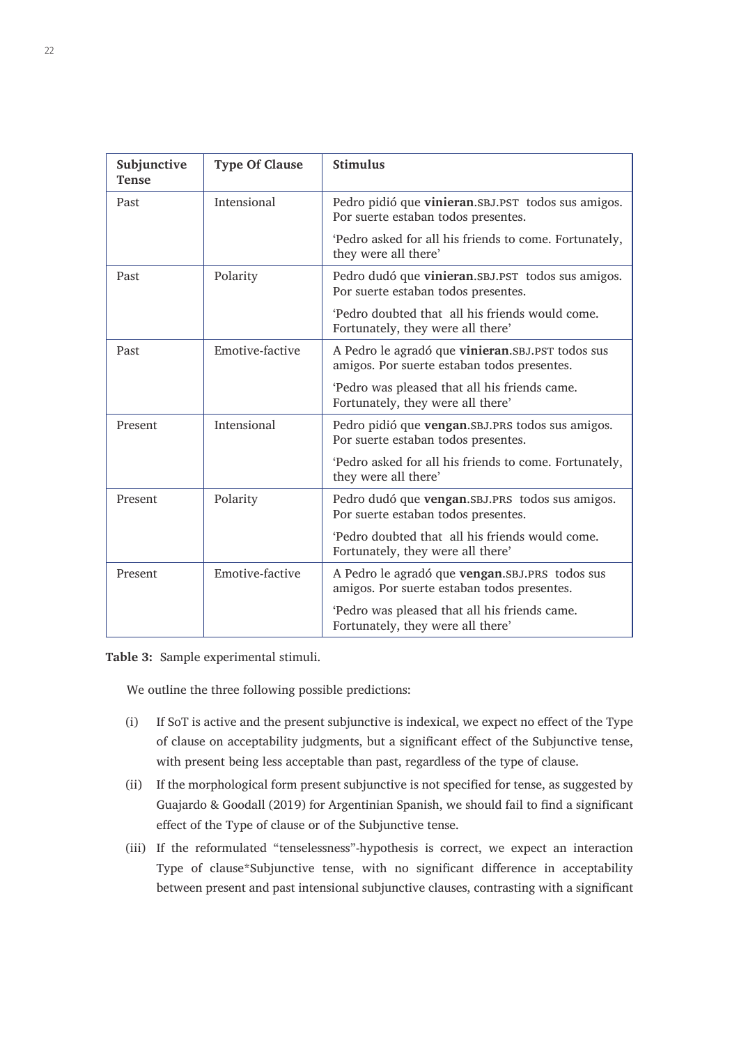| Subjunctive Tense | Type Of Clause | Stimulus |
|---|---|---|
| Past | Intensional | Pedro pidió que **vinieran**.SBJ.PST todos sus amigos. Por suerte estaban todos presentes.<br><br>'Pedro asked for all his friends to come. Fortunately, they were all there' |
| Past | Polarity | Pedro dudó que **vinieran**.SBJ.PST todos sus amigos. Por suerte estaban todos presentes.<br><br>'Pedro doubted that all his friends would come. Fortunately, they were all there' |
| Past | Emotive-factive | A Pedro le agradó que **vinieran**.SBJ.PST todos sus amigos. Por suerte estaban todos presentes.<br><br>'Pedro was pleased that all his friends came. Fortunately, they were all there' |
| Present | Intensional | Pedro pidió que **vengan**.SBJ.PRS todos sus amigos. Por suerte estaban todos presentes.<br><br>'Pedro asked for all his friends to come. Fortunately, they were all there' |
| Present | Polarity | Pedro dudó que **vengan**.SBJ.PRS todos sus amigos. Por suerte estaban todos presentes.<br><br>'Pedro doubted that all his friends would come. Fortunately, they were all there' |
| Present | Emotive-factive | A Pedro le agradó que **vengan**.SBJ.PRS todos sus amigos. Por suerte estaban todos presentes.<br><br>'Pedro was pleased that all his friends came. Fortunately, they were all there' |

**Table 3:** Sample experimental stimuli.

We outline the three following possible predictions:

(i) If SoT is active and the present subjunctive is indexical, we expect no effect of the Type of clause on acceptability judgments, but a significant effect of the Subjunctive tense, with present being less acceptable than past, regardless of the type of clause.

(ii) If the morphological form present subjunctive is not specified for tense, as suggested by Guajardo & Goodall (2019) for Argentinian Spanish, we should fail to find a significant effect of the Type of clause or of the Subjunctive tense.

(iii) If the reformulated "tenselessness"-hypothesis is correct, we expect an interaction Type of clause*Subjunctive tense, with no significant difference in acceptability between present and past intensional subjunctive clauses, contrasting with a significant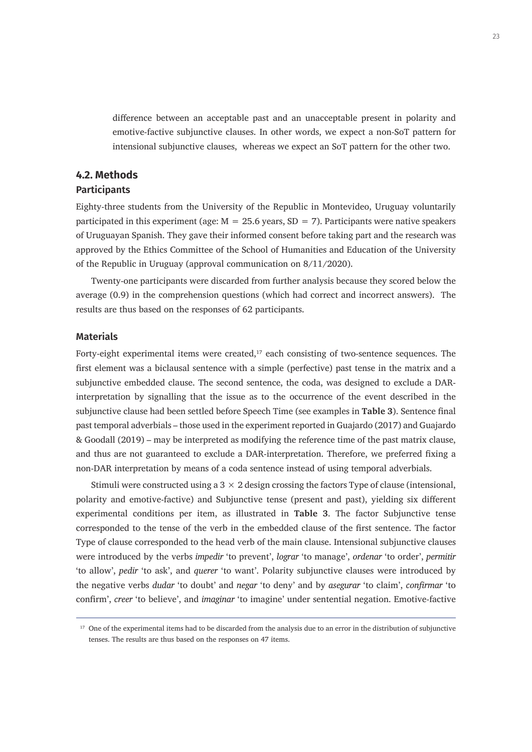difference between an acceptable past and an unacceptable present in polarity and emotive-factive subjunctive clauses. In other words, we expect a non-SoT pattern for intensional subjunctive clauses, whereas we expect an SoT pattern for the other two.

## 4.2. Methods

### Participants

Eighty-three students from the University of the Republic in Montevideo, Uruguay voluntarily participated in this experiment (age: M = 25.6 years, SD = 7). Participants were native speakers of Uruguayan Spanish. They gave their informed consent before taking part and the research was approved by the Ethics Committee of the School of Humanities and Education of the University of the Republic in Uruguay (approval communication on 8/11/2020).

Twenty-one participants were discarded from further analysis because they scored below the average (0.9) in the comprehension questions (which had correct and incorrect answers). The results are thus based on the responses of 62 participants.

### Materials

Forty-eight experimental items were created,[17] each consisting of two-sentence sequences. The first element was a biclausal sentence with a simple (perfective) past tense in the matrix and a subjunctive embedded clause. The second sentence, the coda, was designed to exclude a DAR-interpretation by signalling that the issue as to the occurrence of the event described in the subjunctive clause had been settled before Speech Time (see examples in **Table 3**). Sentence final past temporal adverbials – those used in the experiment reported in Guajardo (2017) and Guajardo & Goodall (2019) – may be interpreted as modifying the reference time of the past matrix clause, and thus are not guaranteed to exclude a DAR-interpretation. Therefore, we preferred fixing a non-DAR interpretation by means of a coda sentence instead of using temporal adverbials.

Stimuli were constructed using a $3 \times 2$ design crossing the factors Type of clause (intensional, polarity and emotive-factive) and Subjunctive tense (present and past), yielding six different experimental conditions per item, as illustrated in **Table 3**. The factor Subjunctive tense corresponded to the tense of the verb in the embedded clause of the first sentence. The factor Type of clause corresponded to the head verb of the main clause. Intensional subjunctive clauses were introduced by the verbs *impedir* 'to prevent', *lograr* 'to manage', *ordenar* 'to order', *permitir* 'to allow', *pedir* 'to ask', and *querer* 'to want'. Polarity subjunctive clauses were introduced by the negative verbs *dudar* 'to doubt' and *negar* 'to deny' and by *asegurar* 'to claim', *confirmar* 'to confirm', *creer* 'to believe', and *imaginar* 'to imagine' under sentential negation. Emotive-factive

[17] One of the experimental items had to be discarded from the analysis due to an error in the distribution of subjunctive tenses. The results are thus based on the responses on 47 items.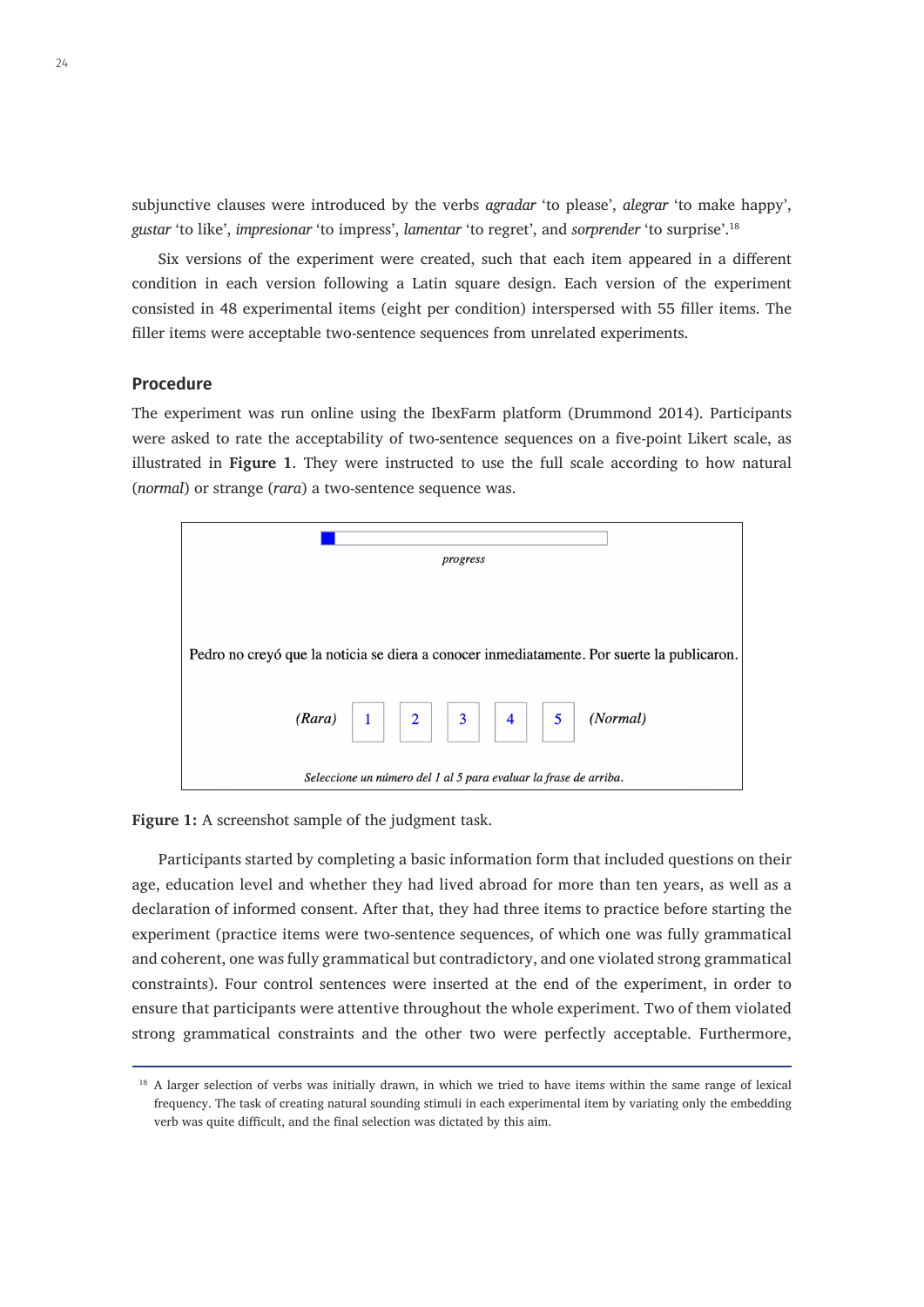subjunctive clauses were introduced by the verbs *agradar* 'to please', *alegrar* 'to make happy', *gustar* 'to like', *impresionar* 'to impress', *lamentar* 'to regret', and *sorprender* 'to surprise'.[18]

Six versions of the experiment were created, such that each item appeared in a different condition in each version following a Latin square design. Each version of the experiment consisted in 48 experimental items (eight per condition) interspersed with 55 filler items. The filler items were acceptable two-sentence sequences from unrelated experiments.

## Procedure

The experiment was run online using the IbexFarm platform (Drummond 2014). Participants were asked to rate the acceptability of two-sentence sequences on a five-point Likert scale, as illustrated in **Figure 1**. They were instructed to use the full scale according to how natural (*normal*) or strange (*rara*) a two-sentence sequence was.

*progress*

Pedro no creyó que la noticia se diera a conocer inmediatamente. Por suerte la publicaron.

(*Rara*) 1 2 3 4 5 (*Normal*)

*Seleccione un número del 1 al 5 para evaluar la frase de arriba.*

**Figure 1:** A screenshot sample of the judgment task.

Participants started by completing a basic information form that included questions on their age, education level and whether they had lived abroad for more than ten years, as well as a declaration of informed consent. After that, they had three items to practice before starting the experiment (practice items were two-sentence sequences, of which one was fully grammatical and coherent, one was fully grammatical but contradictory, and one violated strong grammatical constraints). Four control sentences were inserted at the end of the experiment, in order to ensure that participants were attentive throughout the whole experiment. Two of them violated strong grammatical constraints and the other two were perfectly acceptable. Furthermore,

[18] A larger selection of verbs was initially drawn, in which we tried to have items within the same range of lexical frequency. The task of creating natural sounding stimuli in each experimental item by variating only the embedding verb was quite difficult, and the final selection was dictated by this aim.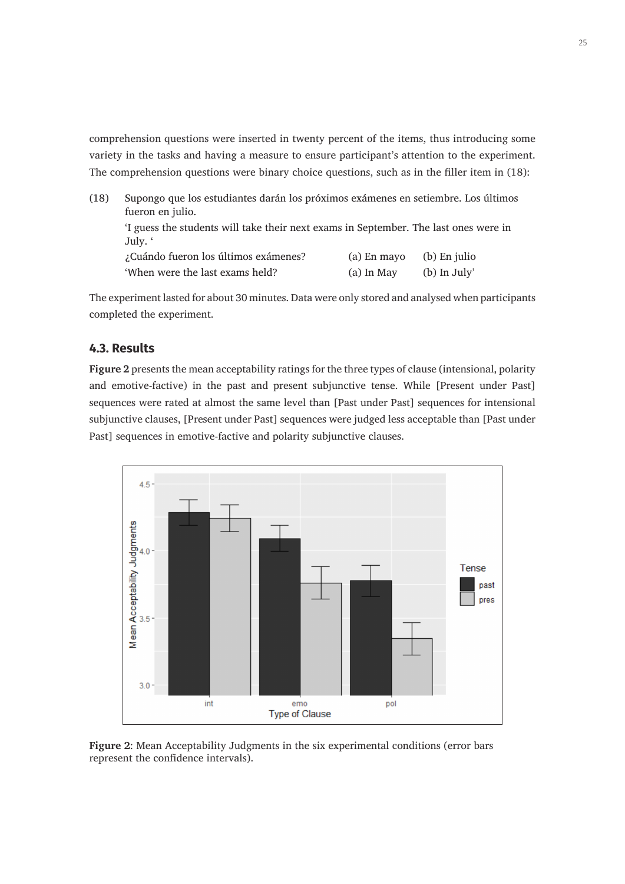comprehension questions were inserted in twenty percent of the items, thus introducing some variety in the tasks and having a measure to ensure participant's attention to the experiment. The comprehension questions were binary choice questions, such as in the filler item in (18):

(18) Supongo que los estudiantes darán los próximos exámenes en setiembre. Los últimos fueron en julio.
'I guess the students will take their next exams in September. The last ones were in July. '
¿Cuándo fueron los últimos exámenes? (a) En mayo (b) En julio
'When were the last exams held? (a) In May (b) In July'

The experiment lasted for about 30 minutes. Data were only stored and analysed when participants completed the experiment.

### 4.3. Results

**Figure 2** presents the mean acceptability ratings for the three types of clause (intensional, polarity and emotive-factive) in the past and present subjunctive tense. While [Present under Past] sequences were rated at almost the same level than [Past under Past] sequences for intensional subjunctive clauses, [Present under Past] sequences were judged less acceptable than [Past under Past] sequences in emotive-factive and polarity subjunctive clauses.

**Figure 2**: Mean Acceptability Judgments in the six experimental conditions (error bars represent the confidence intervals).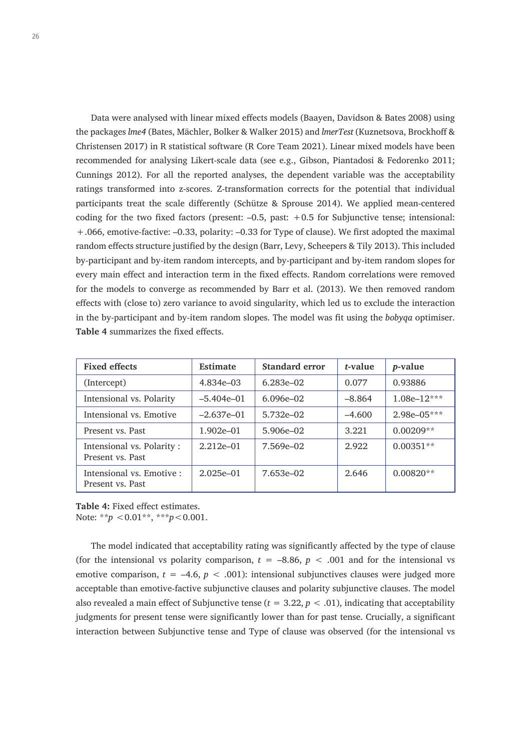Data were analysed with linear mixed effects models (Baayen, Davidson & Bates 2008) using the packages *lme4* (Bates, Mächler, Bolker & Walker 2015) and *lmerTest* (Kuznetsova, Brockhoff & Christensen 2017) in R statistical software (R Core Team 2021). Linear mixed models have been recommended for analysing Likert-scale data (see e.g., Gibson, Piantadosi & Fedorenko 2011; Cunnings 2012). For all the reported analyses, the dependent variable was the acceptability ratings transformed into z-scores. Z-transformation corrects for the potential that individual participants treat the scale differently (Schütze & Sprouse 2014). We applied mean-centered coding for the two fixed factors (present: –0.5, past: +0.5 for Subjunctive tense; intensional: +.066, emotive-factive: –0.33, polarity: –0.33 for Type of clause). We first adopted the maximal random effects structure justified by the design (Barr, Levy, Scheepers & Tily 2013). This included by-participant and by-item random intercepts, and by-participant and by-item random slopes for every main effect and interaction term in the fixed effects. Random correlations were removed for the models to converge as recommended by Barr et al. (2013). We then removed random effects with (close to) zero variance to avoid singularity, which led us to exclude the interaction in the by-participant and by-item random slopes. The model was fit using the *bobyqa* optimiser. **Table 4** summarizes the fixed effects.

| Fixed effects | Estimate | Standard error | *t*-value | *p*-value |
|---|---|---|---|---|
| (Intercept) | 4.834e–03 | 6.283e–02 | 0.077 | 0.93886 |
| Intensional vs. Polarity | –5.404e–01 | 6.096e–02 | –8.864 | 1.08e–12*** |
| Intensional vs. Emotive | –2.637e–01 | 5.732e–02 | –4.600 | 2.98e–05*** |
| Present vs. Past | 1.902e–01 | 5.906e–02 | 3.221 | 0.00209** |
| Intensional vs. Polarity : Present vs. Past | 2.212e–01 | 7.569e–02 | 2.922 | 0.00351** |
| Intensional vs. Emotive : Present vs. Past | 2.025e–01 | 7.653e–02 | 2.646 | 0.00820** |

**Table 4:** Fixed effect estimates.
Note: $^{**}p < 0.01^{**}$, $^{***}p < 0.001$.

The model indicated that acceptability rating was significantly affected by the type of clause (for the intensional vs polarity comparison, $t = -8.86$, $p < .001$ and for the intensional vs emotive comparison, $t = -4.6$, $p < .001$): intensional subjunctives clauses were judged more acceptable than emotive-factive subjunctive clauses and polarity subjunctive clauses. The model also revealed a main effect of Subjunctive tense ($t = 3.22$, $p < .01$), indicating that acceptability judgments for present tense were significantly lower than for past tense. Crucially, a significant interaction between Subjunctive tense and Type of clause was observed (for the intensional vs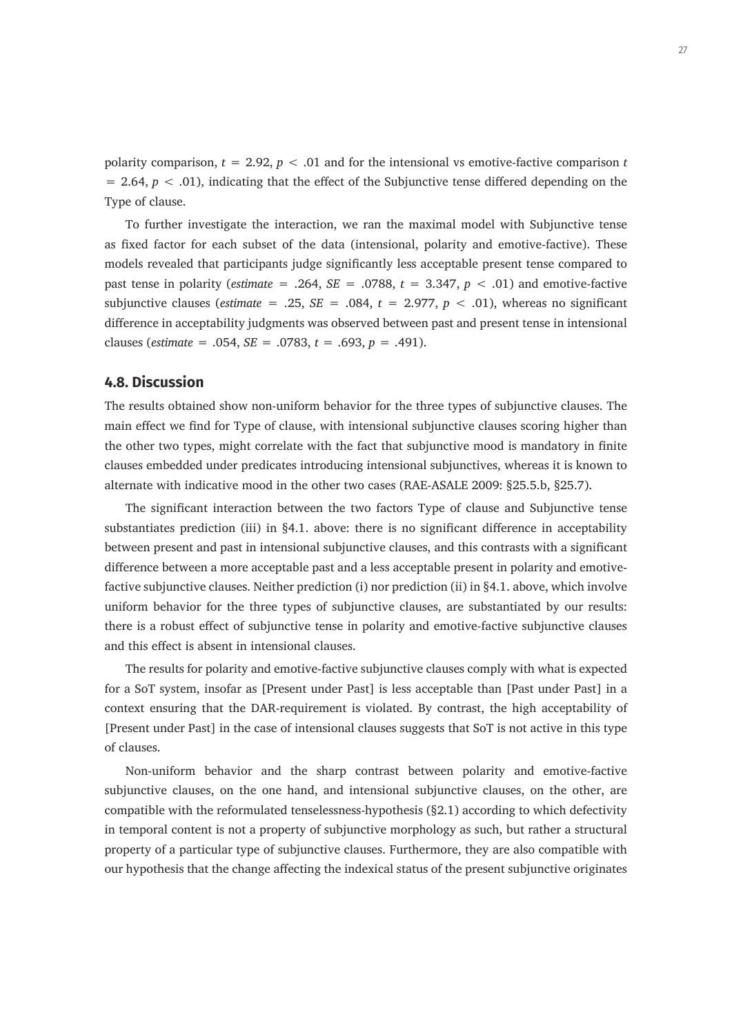polarity comparison, $t = 2.92$, $p < .01$ and for the intensional vs emotive-factive comparison $t = 2.64$, $p < .01$), indicating that the effect of the Subjunctive tense differed depending on the Type of clause.

To further investigate the interaction, we ran the maximal model with Subjunctive tense as fixed factor for each subset of the data (intensional, polarity and emotive-factive). These models revealed that participants judge significantly less acceptable present tense compared to past tense in polarity (*estimate* = .264, *SE* = .0788, $t = 3.347$, $p < .01$) and emotive-factive subjunctive clauses (*estimate* = .25, *SE* = .084, $t = 2.977$, $p < .01$), whereas no significant difference in acceptability judgments was observed between past and present tense in intensional clauses (*estimate* = .054, *SE* = .0783, $t = .693$, $p = .491$).

## 4.8. Discussion

The results obtained show non-uniform behavior for the three types of subjunctive clauses. The main effect we find for Type of clause, with intensional subjunctive clauses scoring higher than the other two types, might correlate with the fact that subjunctive mood is mandatory in finite clauses embedded under predicates introducing intensional subjunctives, whereas it is known to alternate with indicative mood in the other two cases (RAE-ASALE 2009: §25.5.b, §25.7).

The significant interaction between the two factors Type of clause and Subjunctive tense substantiates prediction (iii) in §4.1. above: there is no significant difference in acceptability between present and past in intensional subjunctive clauses, and this contrasts with a significant difference between a more acceptable past and a less acceptable present in polarity and emotive-factive subjunctive clauses. Neither prediction (i) nor prediction (ii) in §4.1. above, which involve uniform behavior for the three types of subjunctive clauses, are substantiated by our results: there is a robust effect of subjunctive tense in polarity and emotive-factive subjunctive clauses and this effect is absent in intensional clauses.

The results for polarity and emotive-factive subjunctive clauses comply with what is expected for a SoT system, insofar as [Present under Past] is less acceptable than [Past under Past] in a context ensuring that the DAR-requirement is violated. By contrast, the high acceptability of [Present under Past] in the case of intensional clauses suggests that SoT is not active in this type of clauses.

Non-uniform behavior and the sharp contrast between polarity and emotive-factive subjunctive clauses, on the one hand, and intensional subjunctive clauses, on the other, are compatible with the reformulated tenselessness-hypothesis (§2.1) according to which defectivity in temporal content is not a property of subjunctive morphology as such, but rather a structural property of a particular type of subjunctive clauses. Furthermore, they are also compatible with our hypothesis that the change affecting the indexical status of the present subjunctive originates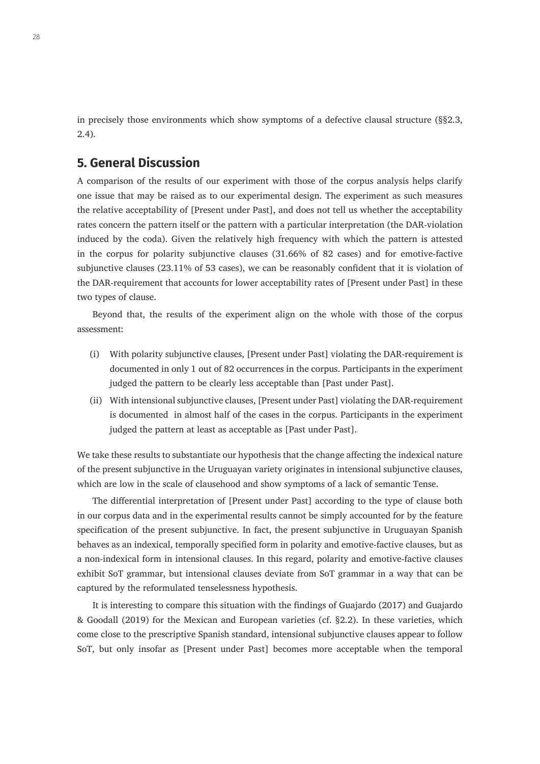in precisely those environments which show symptoms of a defective clausal structure (§§2.3, 2.4).

## 5. General Discussion

A comparison of the results of our experiment with those of the corpus analysis helps clarify one issue that may be raised as to our experimental design. The experiment as such measures the relative acceptability of [Present under Past], and does not tell us whether the acceptability rates concern the pattern itself or the pattern with a particular interpretation (the DAR-violation induced by the coda). Given the relatively high frequency with which the pattern is attested in the corpus for polarity subjunctive clauses (31.66% of 82 cases) and for emotive-factive subjunctive clauses (23.11% of 53 cases), we can be reasonably confident that it is violation of the DAR-requirement that accounts for lower acceptability rates of [Present under Past] in these two types of clause.

Beyond that, the results of the experiment align on the whole with those of the corpus assessment:

(i) With polarity subjunctive clauses, [Present under Past] violating the DAR-requirement is documented in only 1 out of 82 occurrences in the corpus. Participants in the experiment judged the pattern to be clearly less acceptable than [Past under Past].

(ii) With intensional subjunctive clauses, [Present under Past] violating the DAR-requirement is documented in almost half of the cases in the corpus. Participants in the experiment judged the pattern at least as acceptable as [Past under Past].

We take these results to substantiate our hypothesis that the change affecting the indexical nature of the present subjunctive in the Uruguayan variety originates in intensional subjunctive clauses, which are low in the scale of clausehood and show symptoms of a lack of semantic Tense.

The differential interpretation of [Present under Past] according to the type of clause both in our corpus data and in the experimental results cannot be simply accounted for by the feature specification of the present subjunctive. In fact, the present subjunctive in Uruguayan Spanish behaves as an indexical, temporally specified form in polarity and emotive-factive clauses, but as a non-indexical form in intensional clauses. In this regard, polarity and emotive-factive clauses exhibit SoT grammar, but intensional clauses deviate from SoT grammar in a way that can be captured by the reformulated tenselessness hypothesis.

It is interesting to compare this situation with the findings of Guajardo (2017) and Guajardo & Goodall (2019) for the Mexican and European varieties (cf. §2.2). In these varieties, which come close to the prescriptive Spanish standard, intensional subjunctive clauses appear to follow SoT, but only insofar as [Present under Past] becomes more acceptable when the temporal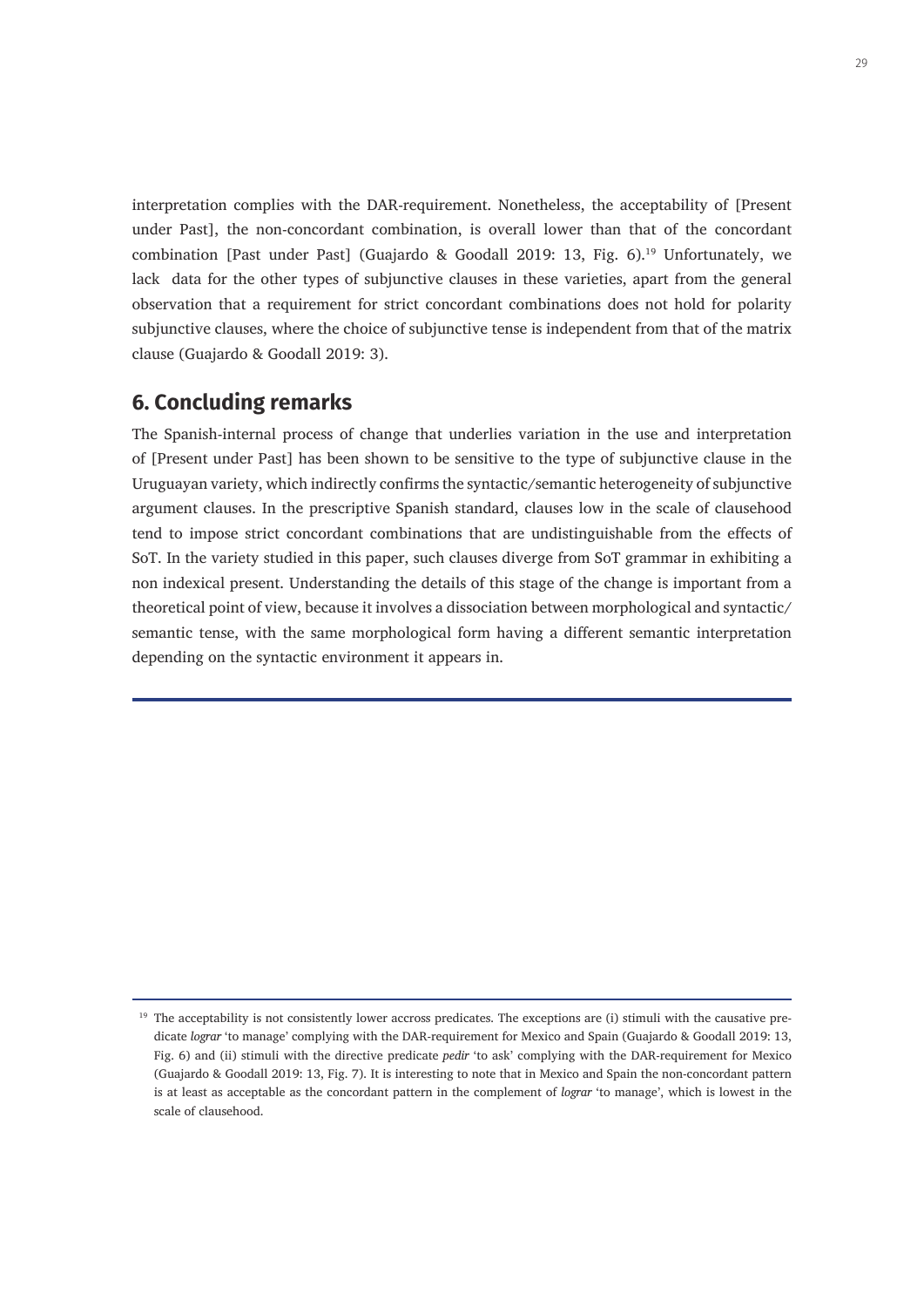interpretation complies with the DAR-requirement. Nonetheless, the acceptability of [Present under Past], the non-concordant combination, is overall lower than that of the concordant combination [Past under Past] (Guajardo & Goodall 2019: 13, Fig. 6).[19] Unfortunately, we lack data for the other types of subjunctive clauses in these varieties, apart from the general observation that a requirement for strict concordant combinations does not hold for polarity subjunctive clauses, where the choice of subjunctive tense is independent from that of the matrix clause (Guajardo & Goodall 2019: 3).

## 6. Concluding remarks

The Spanish-internal process of change that underlies variation in the use and interpretation of [Present under Past] has been shown to be sensitive to the type of subjunctive clause in the Uruguayan variety, which indirectly confirms the syntactic/semantic heterogeneity of subjunctive argument clauses. In the prescriptive Spanish standard, clauses low in the scale of clausehood tend to impose strict concordant combinations that are undistinguishable from the effects of SoT. In the variety studied in this paper, such clauses diverge from SoT grammar in exhibiting a non indexical present. Understanding the details of this stage of the change is important from a theoretical point of view, because it involves a dissociation between morphological and syntactic/semantic tense, with the same morphological form having a different semantic interpretation depending on the syntactic environment it appears in.

---

[19] The acceptability is not consistently lower accross predicates. The exceptions are (i) stimuli with the causative predicate *lograr* 'to manage' complying with the DAR-requirement for Mexico and Spain (Guajardo & Goodall 2019: 13, Fig. 6) and (ii) stimuli with the directive predicate *pedir* 'to ask' complying with the DAR-requirement for Mexico (Guajardo & Goodall 2019: 13, Fig. 7). It is interesting to note that in Mexico and Spain the non-concordant pattern is at least as acceptable as the concordant pattern in the complement of *lograr* 'to manage', which is lowest in the scale of clausehood.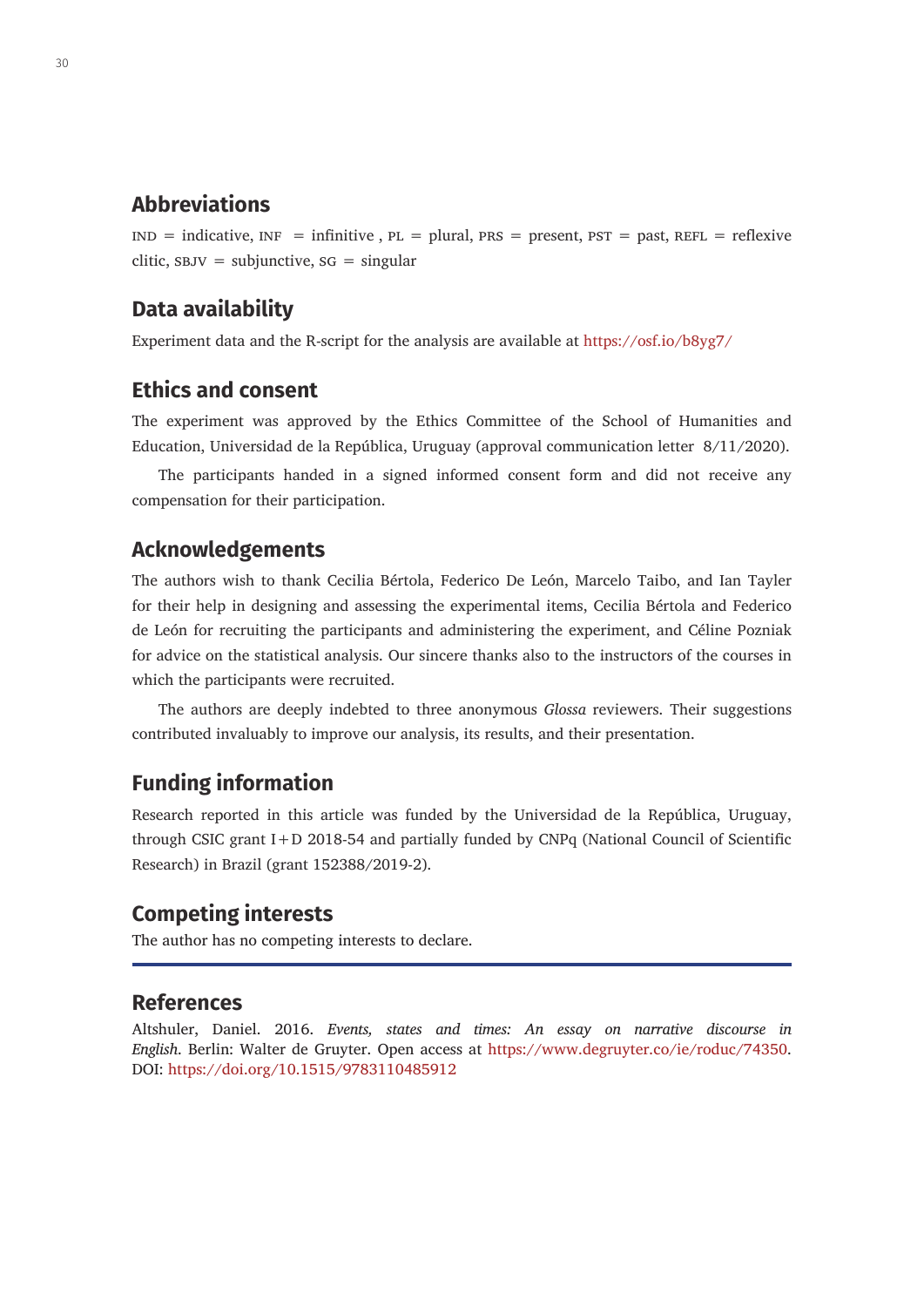## Abbreviations

IND = indicative, INF = infinitive , PL = plural, PRS = present, PST = past, REFL = reflexive clitic, SBJV = subjunctive, SG = singular

## Data availability

Experiment data and the R-script for the analysis are available at https://osf.io/b8yg7/

## Ethics and consent

The experiment was approved by the Ethics Committee of the School of Humanities and Education, Universidad de la República, Uruguay (approval communication letter 8/11/2020).

The participants handed in a signed informed consent form and did not receive any compensation for their participation.

## Acknowledgements

The authors wish to thank Cecilia Bértola, Federico De León, Marcelo Taibo, and Ian Tayler for their help in designing and assessing the experimental items, Cecilia Bértola and Federico de León for recruiting the participants and administering the experiment, and Céline Pozniak for advice on the statistical analysis. Our sincere thanks also to the instructors of the courses in which the participants were recruited.

The authors are deeply indebted to three anonymous *Glossa* reviewers. Their suggestions contributed invaluably to improve our analysis, its results, and their presentation.

## Funding information

Research reported in this article was funded by the Universidad de la República, Uruguay, through CSIC grant I+D 2018-54 and partially funded by CNPq (National Council of Scientific Research) in Brazil (grant 152388/2019-2).

## Competing interests

The author has no competing interests to declare.

## References

Altshuler, Daniel. 2016. *Events, states and times: An essay on narrative discourse in English*. Berlin: Walter de Gruyter. Open access at https://www.degruyter.co/ie/roduc/74350. DOI: https://doi.org/10.1515/9783110485912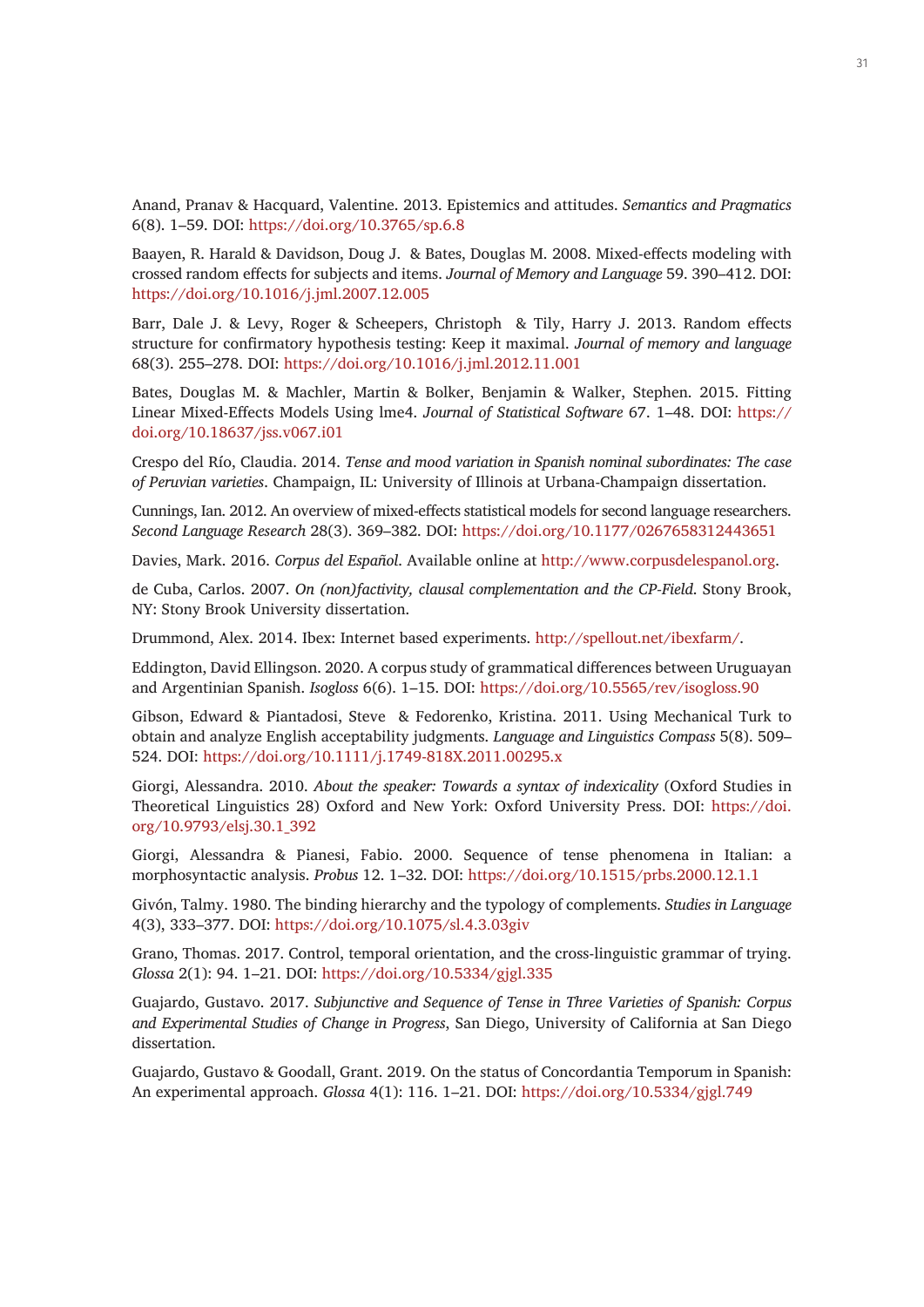Anand, Pranav & Hacquard, Valentine. 2013. Epistemics and attitudes. *Semantics and Pragmatics* 6(8). 1–59. DOI: https://doi.org/10.3765/sp.6.8

Baayen, R. Harald & Davidson, Doug J. & Bates, Douglas M. 2008. Mixed-effects modeling with crossed random effects for subjects and items. *Journal of Memory and Language* 59. 390–412. DOI: https://doi.org/10.1016/j.jml.2007.12.005

Barr, Dale J. & Levy, Roger & Scheepers, Christoph & Tily, Harry J. 2013. Random effects structure for confirmatory hypothesis testing: Keep it maximal. *Journal of memory and language* 68(3). 255–278. DOI: https://doi.org/10.1016/j.jml.2012.11.001

Bates, Douglas M. & Machler, Martin & Bolker, Benjamin & Walker, Stephen. 2015. Fitting Linear Mixed-Effects Models Using lme4. *Journal of Statistical Software* 67. 1–48. DOI: https://doi.org/10.18637/jss.v067.i01

Crespo del Río, Claudia. 2014. *Tense and mood variation in Spanish nominal subordinates: The case of Peruvian varieties*. Champaign, IL: University of Illinois at Urbana-Champaign dissertation.

Cunnings, Ian. 2012. An overview of mixed-effects statistical models for second language researchers. *Second Language Research* 28(3). 369–382. DOI: https://doi.org/10.1177/0267658312443651

Davies, Mark. 2016. *Corpus del Español*. Available online at http://www.corpusdelespanol.org.

de Cuba, Carlos. 2007. *On (non)factivity, clausal complementation and the CP-Field*. Stony Brook, NY: Stony Brook University dissertation.

Drummond, Alex. 2014. Ibex: Internet based experiments. http://spellout.net/ibexfarm/.

Eddington, David Ellingson. 2020. A corpus study of grammatical differences between Uruguayan and Argentinian Spanish. *Isogloss* 6(6). 1–15. DOI: https://doi.org/10.5565/rev/isogloss.90

Gibson, Edward & Piantadosi, Steve & Fedorenko, Kristina. 2011. Using Mechanical Turk to obtain and analyze English acceptability judgments. *Language and Linguistics Compass* 5(8). 509–524. DOI: https://doi.org/10.1111/j.1749-818X.2011.00295.x

Giorgi, Alessandra. 2010. *About the speaker: Towards a syntax of indexicality* (Oxford Studies in Theoretical Linguistics 28) Oxford and New York: Oxford University Press. DOI: https://doi.org/10.9793/elsj.30.1_392

Giorgi, Alessandra & Pianesi, Fabio. 2000. Sequence of tense phenomena in Italian: a morphosyntactic analysis. *Probus* 12. 1–32. DOI: https://doi.org/10.1515/prbs.2000.12.1.1

Givón, Talmy. 1980. The binding hierarchy and the typology of complements. *Studies in Language* 4(3), 333–377. DOI: https://doi.org/10.1075/sl.4.3.03giv

Grano, Thomas. 2017. Control, temporal orientation, and the cross-linguistic grammar of trying. *Glossa* 2(1): 94. 1–21. DOI: https://doi.org/10.5334/gjgl.335

Guajardo, Gustavo. 2017. *Subjunctive and Sequence of Tense in Three Varieties of Spanish: Corpus and Experimental Studies of Change in Progress*, San Diego, University of California at San Diego dissertation.

Guajardo, Gustavo & Goodall, Grant. 2019. On the status of Concordantia Temporum in Spanish: An experimental approach. *Glossa* 4(1): 116. 1–21. DOI: https://doi.org/10.5334/gjgl.749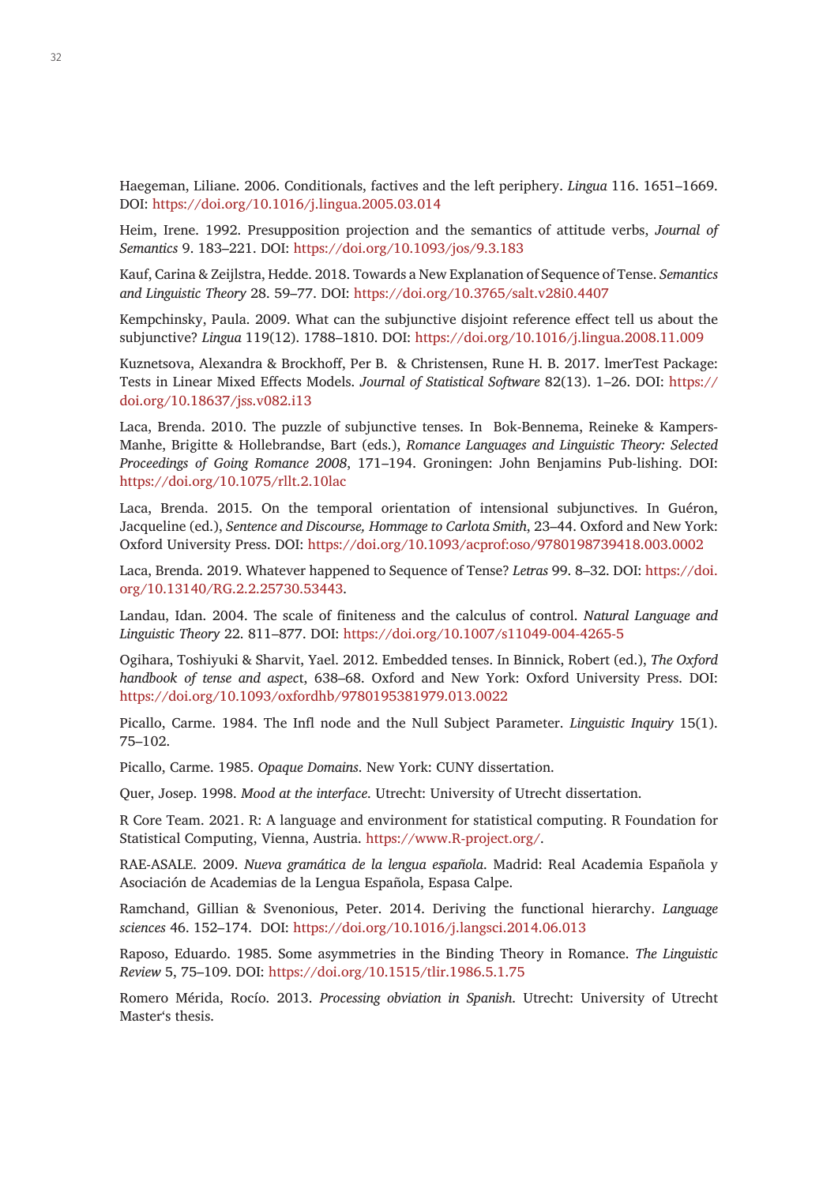Haegeman, Liliane. 2006. Conditionals, factives and the left periphery. *Lingua* 116. 1651–1669. DOI: https://doi.org/10.1016/j.lingua.2005.03.014

Heim, Irene. 1992. Presupposition projection and the semantics of attitude verbs, *Journal of Semantics* 9. 183–221. DOI: https://doi.org/10.1093/jos/9.3.183

Kauf, Carina & Zeijlstra, Hedde. 2018. Towards a New Explanation of Sequence of Tense. *Semantics and Linguistic Theory* 28. 59–77. DOI: https://doi.org/10.3765/salt.v28i0.4407

Kempchinsky, Paula. 2009. What can the subjunctive disjoint reference effect tell us about the subjunctive? *Lingua* 119(12). 1788–1810. DOI: https://doi.org/10.1016/j.lingua.2008.11.009

Kuznetsova, Alexandra & Brockhoff, Per B. & Christensen, Rune H. B. 2017. lmerTest Package: Tests in Linear Mixed Effects Models. *Journal of Statistical Software* 82(13). 1–26. DOI: https://doi.org/10.18637/jss.v082.i13

Laca, Brenda. 2010. The puzzle of subjunctive tenses. In Bok-Bennema, Reineke & Kampers-Manhe, Brigitte & Hollebrandse, Bart (eds.), *Romance Languages and Linguistic Theory: Selected Proceedings of Going Romance 2008*, 171–194. Groningen: John Benjamins Pub-lishing. DOI: https://doi.org/10.1075/rllt.2.10lac

Laca, Brenda. 2015. On the temporal orientation of intensional subjunctives. In Guéron, Jacqueline (ed.), *Sentence and Discourse, Hommage to Carlota Smith*, 23–44. Oxford and New York: Oxford University Press. DOI: https://doi.org/10.1093/acprof:oso/9780198739418.003.0002

Laca, Brenda. 2019. Whatever happened to Sequence of Tense? *Letras* 99. 8–32. DOI: https://doi.org/10.13140/RG.2.2.25730.53443.

Landau, Idan. 2004. The scale of finiteness and the calculus of control. *Natural Language and Linguistic Theory* 22. 811–877. DOI: https://doi.org/10.1007/s11049-004-4265-5

Ogihara, Toshiyuki & Sharvit, Yael. 2012. Embedded tenses. In Binnick, Robert (ed.), *The Oxford handbook of tense and aspect*, 638–68. Oxford and New York: Oxford University Press. DOI: https://doi.org/10.1093/oxfordhb/9780195381979.013.0022

Picallo, Carme. 1984. The Infl node and the Null Subject Parameter. *Linguistic Inquiry* 15(1). 75–102.

Picallo, Carme. 1985. *Opaque Domains*. New York: CUNY dissertation.

Quer, Josep. 1998. *Mood at the interface*. Utrecht: University of Utrecht dissertation.

R Core Team. 2021. R: A language and environment for statistical computing. R Foundation for Statistical Computing, Vienna, Austria. https://www.R-project.org/.

RAE-ASALE. 2009. *Nueva gramática de la lengua española*. Madrid: Real Academia Española y Asociación de Academias de la Lengua Española, Espasa Calpe.

Ramchand, Gillian & Svenonious, Peter. 2014. Deriving the functional hierarchy. *Language sciences* 46. 152–174. DOI: https://doi.org/10.1016/j.langsci.2014.06.013

Raposo, Eduardo. 1985. Some asymmetries in the Binding Theory in Romance. *The Linguistic Review* 5, 75–109. DOI: https://doi.org/10.1515/tlir.1986.5.1.75

Romero Mérida, Rocío. 2013. *Processing obviation in Spanish*. Utrecht: University of Utrecht Master's thesis.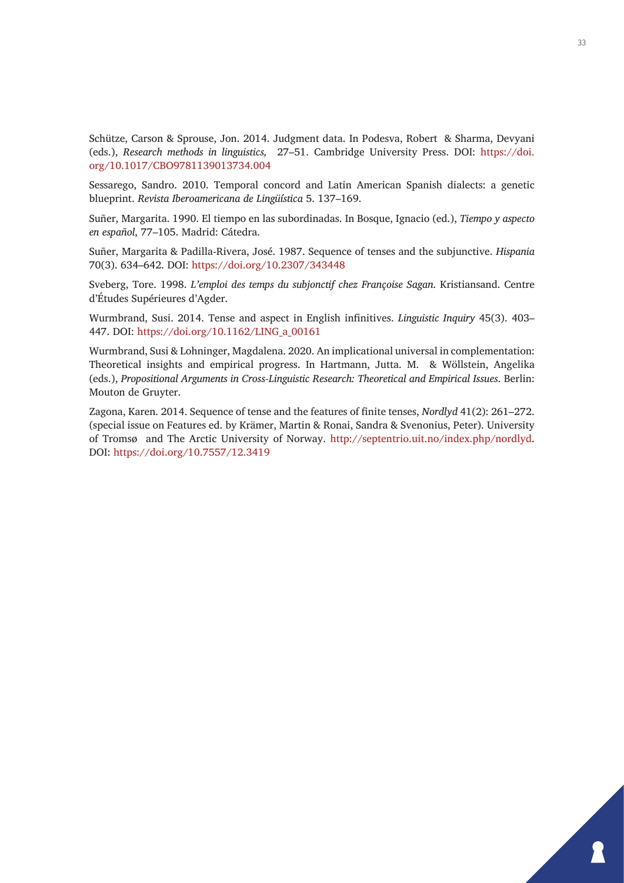Schütze, Carson & Sprouse, Jon. 2014. Judgment data. In Podesva, Robert & Sharma, Devyani (eds.), *Research methods in linguistics,* 27–51. Cambridge University Press. DOI: https://doi.org/10.1017/CBO9781139013734.004

Sessarego, Sandro. 2010. Temporal concord and Latin American Spanish dialects: a genetic blueprint. *Revista Iberoamericana de Lingüística* 5. 137–169.

Suñer, Margarita. 1990. El tiempo en las subordinadas. In Bosque, Ignacio (ed.), *Tiempo y aspecto en español*, 77–105. Madrid: Cátedra.

Suñer, Margarita & Padilla-Rivera, José. 1987. Sequence of tenses and the subjunctive. *Hispania* 70(3). 634–642. DOI: https://doi.org/10.2307/343448

Sveberg, Tore. 1998. *L'emploi des temps du subjonctif chez Françoise Sagan*. Kristiansand. Centre d'Études Supérieures d'Agder.

Wurmbrand, Susi. 2014. Tense and aspect in English infinitives. *Linguistic Inquiry* 45(3). 403–447. DOI: https://doi.org/10.1162/LING_a_00161

Wurmbrand, Susi & Lohninger, Magdalena. 2020. An implicational universal in complementation: Theoretical insights and empirical progress. In Hartmann, Jutta. M. & Wöllstein, Angelika (eds.), *Propositional Arguments in Cross-Linguistic Research: Theoretical and Empirical Issues*. Berlin: Mouton de Gruyter.

Zagona, Karen. 2014. Sequence of tense and the features of finite tenses, *Nordlyd* 41(2): 261–272. (special issue on Features ed. by Krämer, Martin & Ronai, Sandra & Svenonius, Peter). University of Tromsø and The Arctic University of Norway. http://septentrio.uit.no/index.php/nordlyd. DOI: https://doi.org/10.7557/12.3419